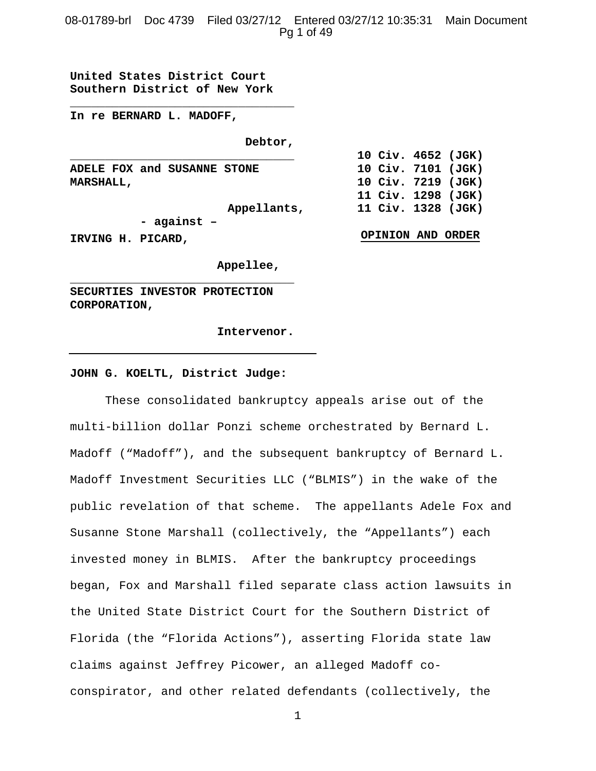**United States District Court**
**Southern District of New York**

---

**In re BERNARD L. MADOFF,**

**Debtor,**

---

**ADELE FOX and SUSANNE STONE MARSHALL,**

**Appellants,**

**- against –**

**IRVING H. PICARD,**

**Appellee,**

---

**SECURITIES INVESTOR PROTECTION CORPORATION,**

**Intervenor.**

---

**10 Civ. 4652 (JGK)**
**10 Civ. 7101 (JGK)**
**10 Civ. 7219 (JGK)**
**11 Civ. 1298 (JGK)**
**11 Civ. 1328 (JGK)**

**OPINION AND ORDER**

**JOHN G. KOELTL, District Judge:**

These consolidated bankruptcy appeals arise out of the multi-billion dollar Ponzi scheme orchestrated by Bernard L. Madoff ("Madoff"), and the subsequent bankruptcy of Bernard L. Madoff Investment Securities LLC ("BLMIS") in the wake of the public revelation of that scheme. The appellants Adele Fox and Susanne Stone Marshall (collectively, the "Appellants") each invested money in BLMIS. After the bankruptcy proceedings began, Fox and Marshall filed separate class action lawsuits in the United State District Court for the Southern District of Florida (the "Florida Actions"), asserting Florida state law claims against Jeffrey Picower, an alleged Madoff co-conspirator, and other related defendants (collectively, the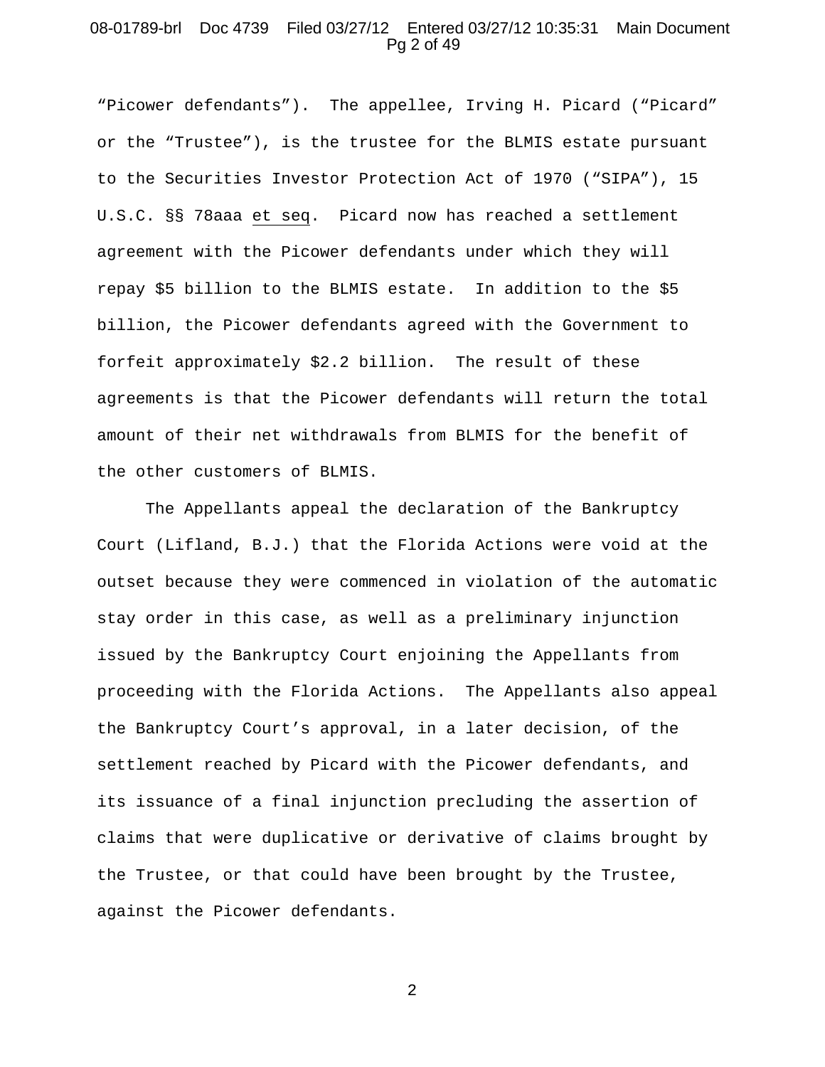"Picower defendants"). The appellee, Irving H. Picard ("Picard" or the "Trustee"), is the trustee for the BLMIS estate pursuant to the Securities Investor Protection Act of 1970 ("SIPA"), 15 U.S.C. §§ 78aaa et seq. Picard now has reached a settlement agreement with the Picower defendants under which they will repay $5 billion to the BLMIS estate. In addition to the $5 billion, the Picower defendants agreed with the Government to forfeit approximately $2.2 billion. The result of these agreements is that the Picower defendants will return the total amount of their net withdrawals from BLMIS for the benefit of the other customers of BLMIS.

The Appellants appeal the declaration of the Bankruptcy Court (Lifland, B.J.) that the Florida Actions were void at the outset because they were commenced in violation of the automatic stay order in this case, as well as a preliminary injunction issued by the Bankruptcy Court enjoining the Appellants from proceeding with the Florida Actions. The Appellants also appeal the Bankruptcy Court's approval, in a later decision, of the settlement reached by Picard with the Picower defendants, and its issuance of a final injunction precluding the assertion of claims that were duplicative or derivative of claims brought by the Trustee, or that could have been brought by the Trustee, against the Picower defendants.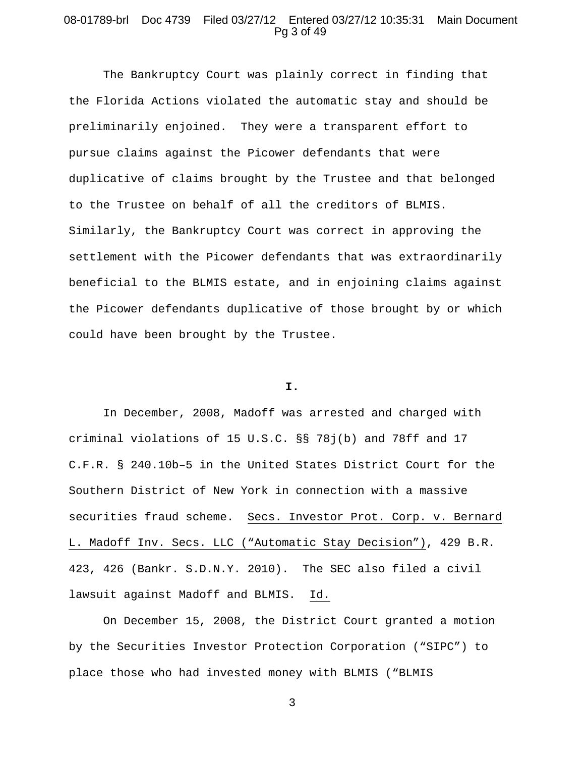The Bankruptcy Court was plainly correct in finding that the Florida Actions violated the automatic stay and should be preliminarily enjoined. They were a transparent effort to pursue claims against the Picower defendants that were duplicative of claims brought by the Trustee and that belonged to the Trustee on behalf of all the creditors of BLMIS. Similarly, the Bankruptcy Court was correct in approving the settlement with the Picower defendants that was extraordinarily beneficial to the BLMIS estate, and in enjoining claims against the Picower defendants duplicative of those brought by or which could have been brought by the Trustee.

## I.

In December, 2008, Madoff was arrested and charged with criminal violations of 15 U.S.C. §§ 78j(b) and 78ff and 17 C.F.R. § 240.10b–5 in the United States District Court for the Southern District of New York in connection with a massive securities fraud scheme. Secs. Investor Prot. Corp. v. Bernard L. Madoff Inv. Secs. LLC ("Automatic Stay Decision"), 429 B.R. 423, 426 (Bankr. S.D.N.Y. 2010). The SEC also filed a civil lawsuit against Madoff and BLMIS. Id.

On December 15, 2008, the District Court granted a motion by the Securities Investor Protection Corporation ("SIPC") to place those who had invested money with BLMIS ("BLMIS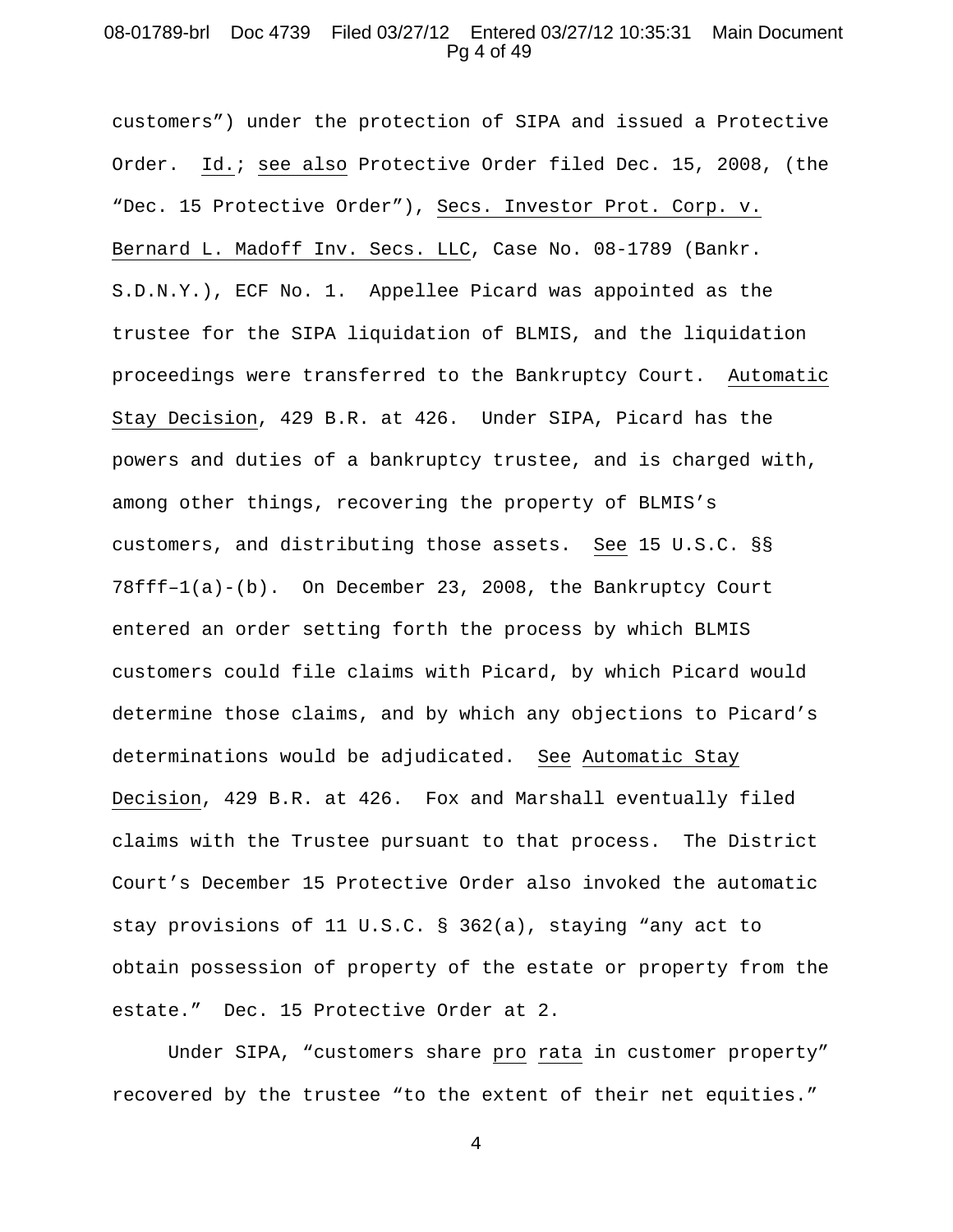customers") under the protection of SIPA and issued a Protective Order. Id.; see also Protective Order filed Dec. 15, 2008, (the "Dec. 15 Protective Order"), Secs. Investor Prot. Corp. v. Bernard L. Madoff Inv. Secs. LLC, Case No. 08-1789 (Bankr. S.D.N.Y.), ECF No. 1. Appellee Picard was appointed as the trustee for the SIPA liquidation of BLMIS, and the liquidation proceedings were transferred to the Bankruptcy Court. Automatic Stay Decision, 429 B.R. at 426. Under SIPA, Picard has the powers and duties of a bankruptcy trustee, and is charged with, among other things, recovering the property of BLMIS's customers, and distributing those assets. See 15 U.S.C. §§ 78fff–1(a)-(b). On December 23, 2008, the Bankruptcy Court entered an order setting forth the process by which BLMIS customers could file claims with Picard, by which Picard would determine those claims, and by which any objections to Picard's determinations would be adjudicated. See Automatic Stay Decision, 429 B.R. at 426. Fox and Marshall eventually filed claims with the Trustee pursuant to that process. The District Court's December 15 Protective Order also invoked the automatic stay provisions of 11 U.S.C. § 362(a), staying "any act to obtain possession of property of the estate or property from the estate." Dec. 15 Protective Order at 2.

Under SIPA, "customers share pro rata in customer property" recovered by the trustee "to the extent of their net equities."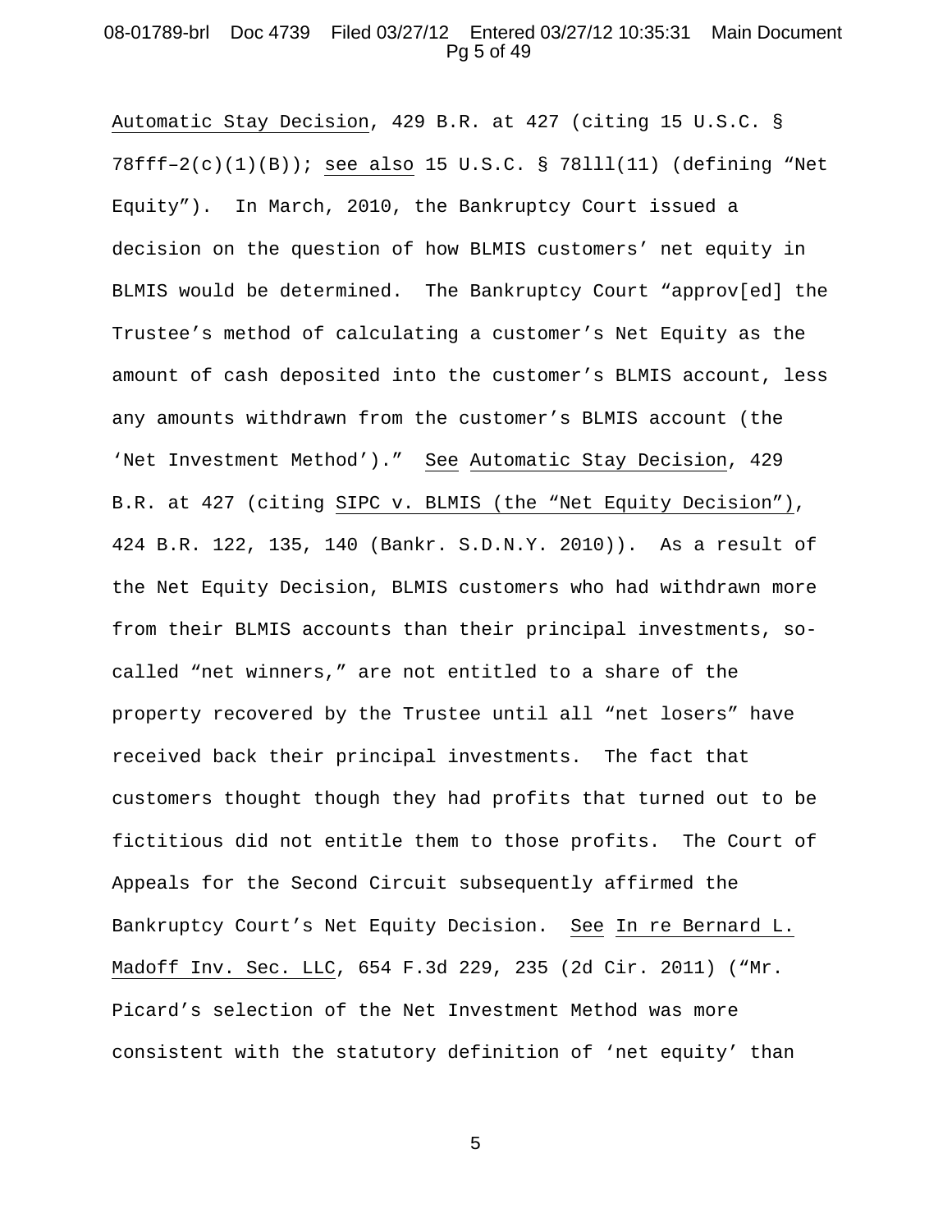Automatic Stay Decision, 429 B.R. at 427 (citing 15 U.S.C. § 78fff–2(c)(1)(B)); see also 15 U.S.C. § 78lll(11) (defining "Net Equity"). In March, 2010, the Bankruptcy Court issued a decision on the question of how BLMIS customers' net equity in BLMIS would be determined. The Bankruptcy Court "approv[ed] the Trustee's method of calculating a customer's Net Equity as the amount of cash deposited into the customer's BLMIS account, less any amounts withdrawn from the customer's BLMIS account (the 'Net Investment Method')." See Automatic Stay Decision, 429 B.R. at 427 (citing SIPC v. BLMIS (the "Net Equity Decision"), 424 B.R. 122, 135, 140 (Bankr. S.D.N.Y. 2010)). As a result of the Net Equity Decision, BLMIS customers who had withdrawn more from their BLMIS accounts than their principal investments, so-called "net winners," are not entitled to a share of the property recovered by the Trustee until all "net losers" have received back their principal investments. The fact that customers thought though they had profits that turned out to be fictitious did not entitle them to those profits. The Court of Appeals for the Second Circuit subsequently affirmed the Bankruptcy Court's Net Equity Decision. See In re Bernard L. Madoff Inv. Sec. LLC, 654 F.3d 229, 235 (2d Cir. 2011) ("Mr. Picard's selection of the Net Investment Method was more consistent with the statutory definition of 'net equity' than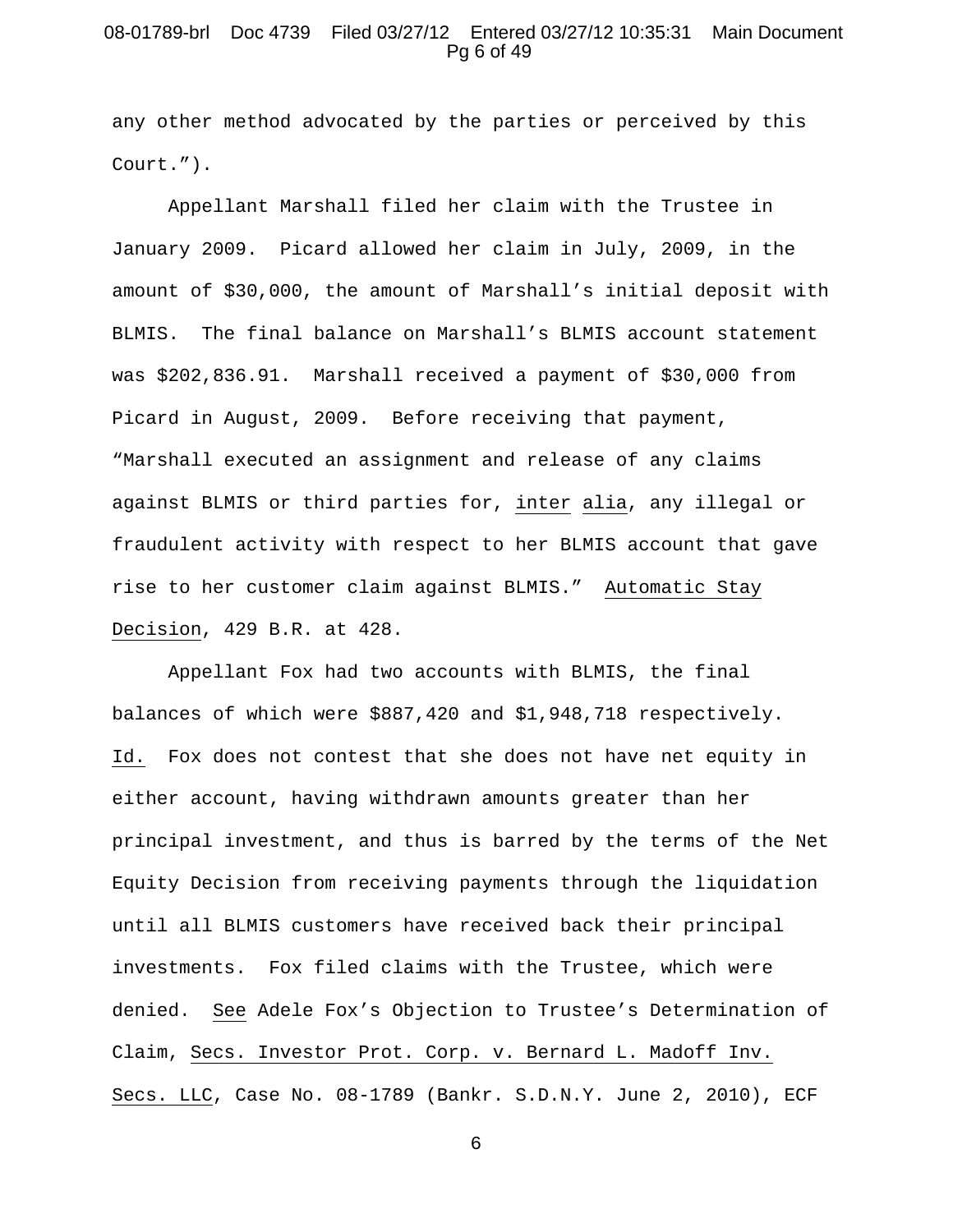any other method advocated by the parties or perceived by this Court.").

Appellant Marshall filed her claim with the Trustee in January 2009. Picard allowed her claim in July, 2009, in the amount of $30,000, the amount of Marshall's initial deposit with BLMIS. The final balance on Marshall's BLMIS account statement was $202,836.91. Marshall received a payment of $30,000 from Picard in August, 2009. Before receiving that payment, "Marshall executed an assignment and release of any claims against BLMIS or third parties for, inter alia, any illegal or fraudulent activity with respect to her BLMIS account that gave rise to her customer claim against BLMIS." Automatic Stay Decision, 429 B.R. at 428.

Appellant Fox had two accounts with BLMIS, the final balances of which were $887,420 and $1,948,718 respectively. Id. Fox does not contest that she does not have net equity in either account, having withdrawn amounts greater than her principal investment, and thus is barred by the terms of the Net Equity Decision from receiving payments through the liquidation until all BLMIS customers have received back their principal investments. Fox filed claims with the Trustee, which were denied. See Adele Fox's Objection to Trustee's Determination of Claim, Secs. Investor Prot. Corp. v. Bernard L. Madoff Inv. Secs. LLC, Case No. 08-1789 (Bankr. S.D.N.Y. June 2, 2010), ECF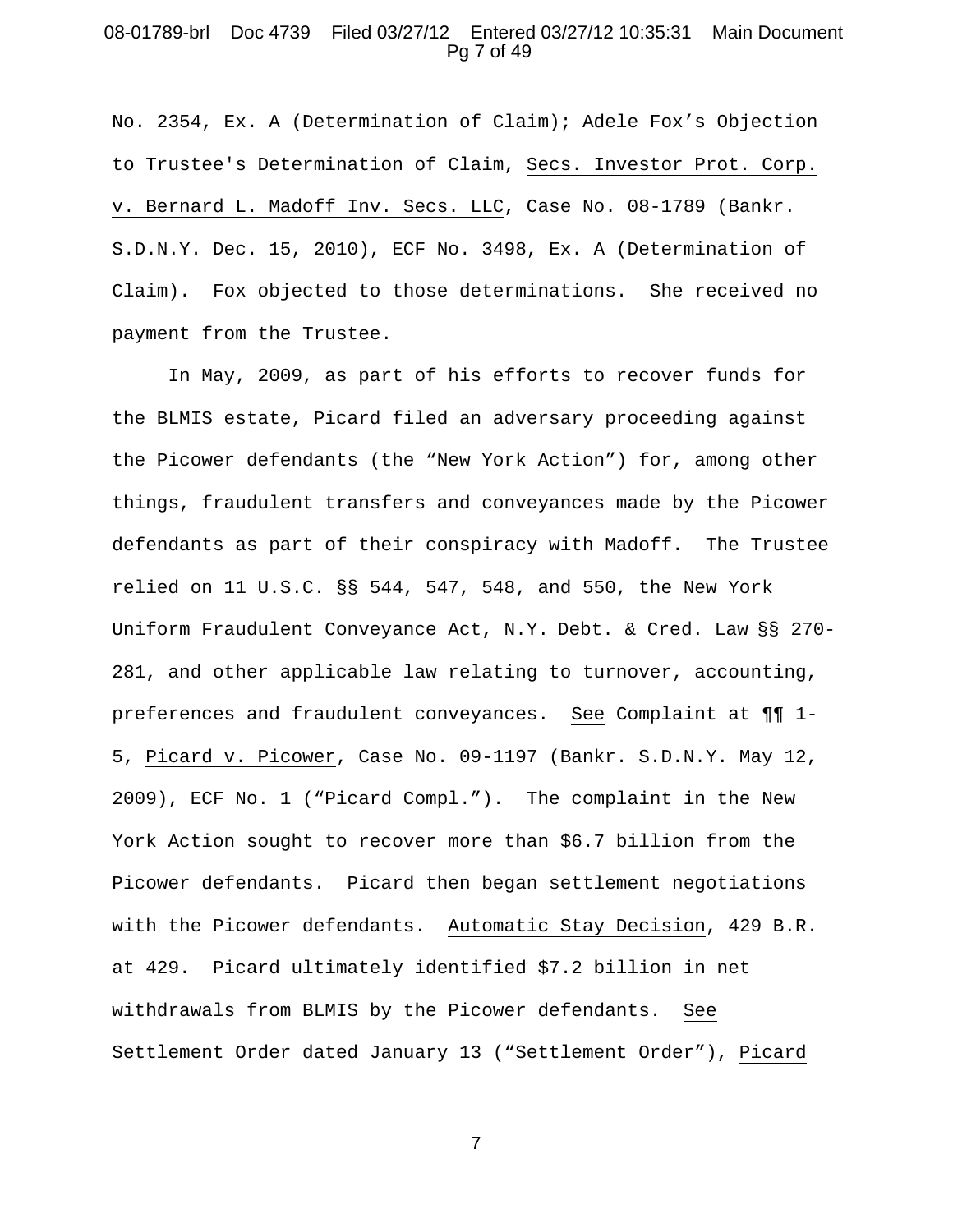No. 2354, Ex. A (Determination of Claim); Adele Fox's Objection to Trustee's Determination of Claim, Secs. Investor Prot. Corp. v. Bernard L. Madoff Inv. Secs. LLC, Case No. 08-1789 (Bankr. S.D.N.Y. Dec. 15, 2010), ECF No. 3498, Ex. A (Determination of Claim). Fox objected to those determinations. She received no payment from the Trustee.

In May, 2009, as part of his efforts to recover funds for the BLMIS estate, Picard filed an adversary proceeding against the Picower defendants (the "New York Action") for, among other things, fraudulent transfers and conveyances made by the Picower defendants as part of their conspiracy with Madoff. The Trustee relied on 11 U.S.C. §§ 544, 547, 548, and 550, the New York Uniform Fraudulent Conveyance Act, N.Y. Debt. & Cred. Law §§ 270-281, and other applicable law relating to turnover, accounting, preferences and fraudulent conveyances. See Complaint at ¶¶ 1-5, Picard v. Picower, Case No. 09-1197 (Bankr. S.D.N.Y. May 12, 2009), ECF No. 1 ("Picard Compl."). The complaint in the New York Action sought to recover more than $6.7 billion from the Picower defendants. Picard then began settlement negotiations with the Picower defendants. Automatic Stay Decision, 429 B.R. at 429. Picard ultimately identified $7.2 billion in net withdrawals from BLMIS by the Picower defendants. See Settlement Order dated January 13 ("Settlement Order"), Picard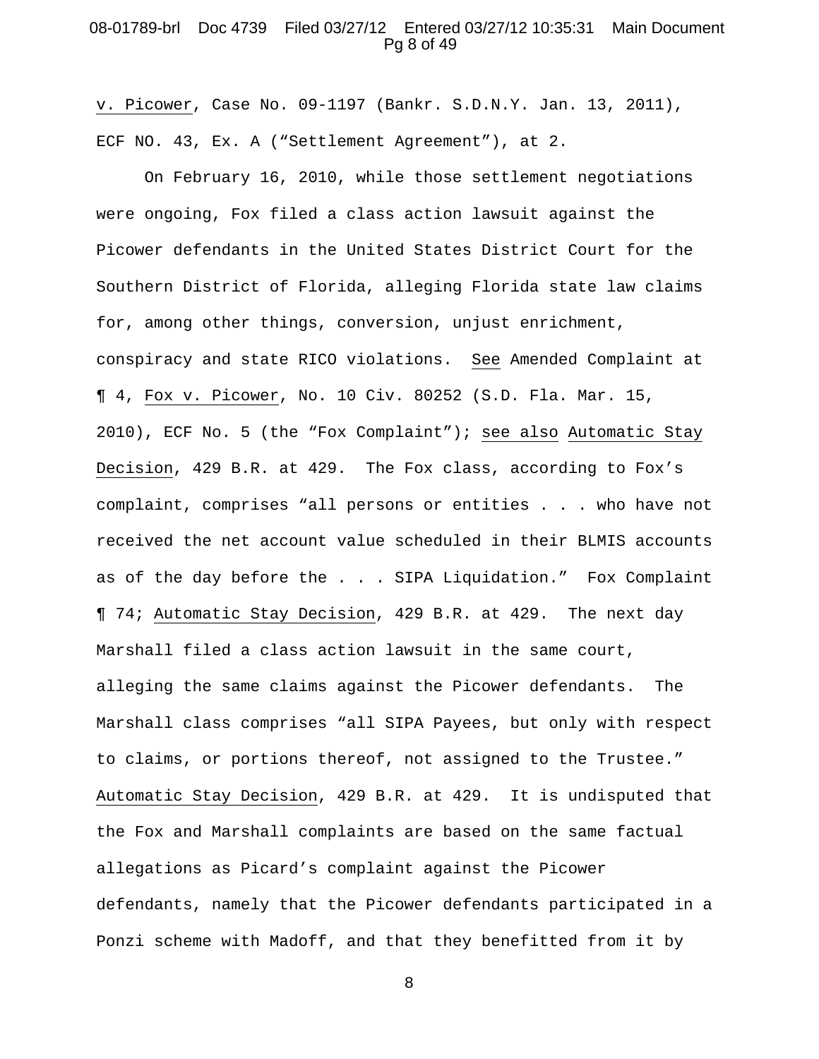v. Picower, Case No. 09-1197 (Bankr. S.D.N.Y. Jan. 13, 2011), ECF NO. 43, Ex. A ("Settlement Agreement"), at 2.

On February 16, 2010, while those settlement negotiations were ongoing, Fox filed a class action lawsuit against the Picower defendants in the United States District Court for the Southern District of Florida, alleging Florida state law claims for, among other things, conversion, unjust enrichment, conspiracy and state RICO violations. See Amended Complaint at ¶ 4, Fox v. Picower, No. 10 Civ. 80252 (S.D. Fla. Mar. 15, 2010), ECF No. 5 (the "Fox Complaint"); see also Automatic Stay Decision, 429 B.R. at 429. The Fox class, according to Fox's complaint, comprises "all persons or entities . . . who have not received the net account value scheduled in their BLMIS accounts as of the day before the . . . SIPA Liquidation." Fox Complaint ¶ 74; Automatic Stay Decision, 429 B.R. at 429. The next day Marshall filed a class action lawsuit in the same court, alleging the same claims against the Picower defendants. The Marshall class comprises "all SIPA Payees, but only with respect to claims, or portions thereof, not assigned to the Trustee." Automatic Stay Decision, 429 B.R. at 429. It is undisputed that the Fox and Marshall complaints are based on the same factual allegations as Picard's complaint against the Picower defendants, namely that the Picower defendants participated in a Ponzi scheme with Madoff, and that they benefitted from it by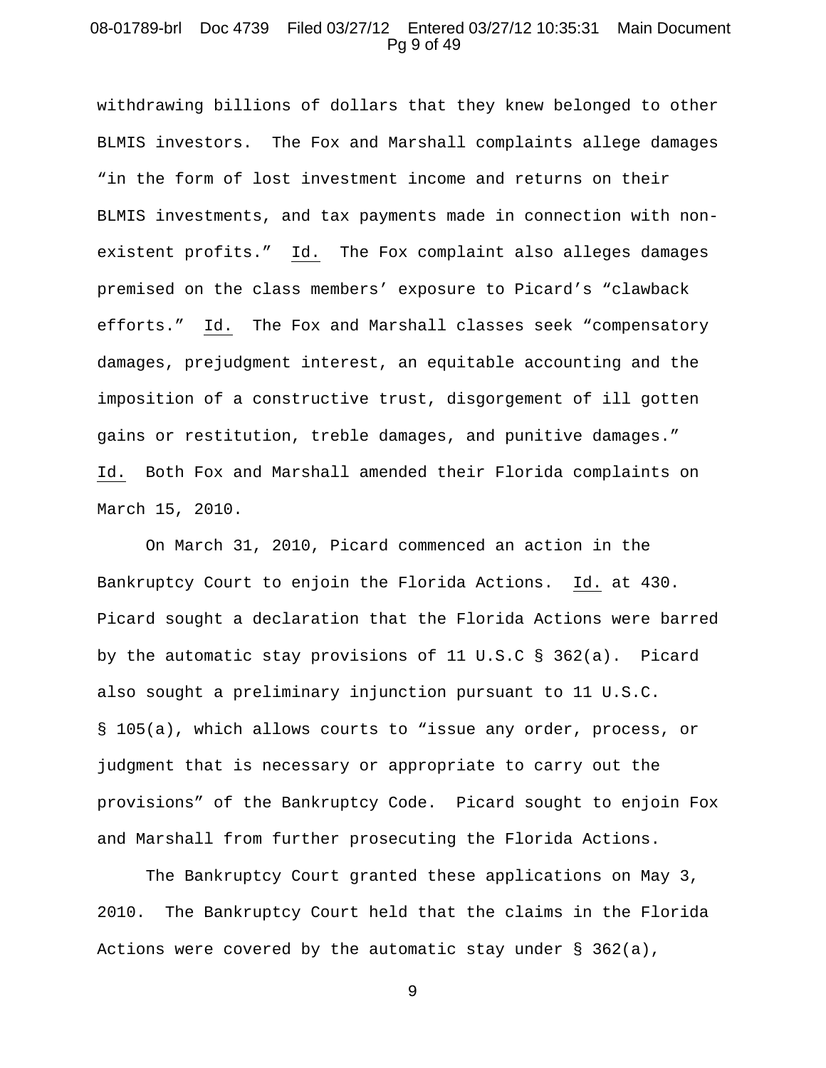withdrawing billions of dollars that they knew belonged to other BLMIS investors. The Fox and Marshall complaints allege damages "in the form of lost investment income and returns on their BLMIS investments, and tax payments made in connection with non-existent profits." Id. The Fox complaint also alleges damages premised on the class members' exposure to Picard's "clawback efforts." Id. The Fox and Marshall classes seek "compensatory damages, prejudgment interest, an equitable accounting and the imposition of a constructive trust, disgorgement of ill gotten gains or restitution, treble damages, and punitive damages." Id. Both Fox and Marshall amended their Florida complaints on March 15, 2010.

On March 31, 2010, Picard commenced an action in the Bankruptcy Court to enjoin the Florida Actions. Id. at 430. Picard sought a declaration that the Florida Actions were barred by the automatic stay provisions of 11 U.S.C § 362(a). Picard also sought a preliminary injunction pursuant to 11 U.S.C. § 105(a), which allows courts to "issue any order, process, or judgment that is necessary or appropriate to carry out the provisions" of the Bankruptcy Code. Picard sought to enjoin Fox and Marshall from further prosecuting the Florida Actions.

The Bankruptcy Court granted these applications on May 3, 2010. The Bankruptcy Court held that the claims in the Florida Actions were covered by the automatic stay under § 362(a),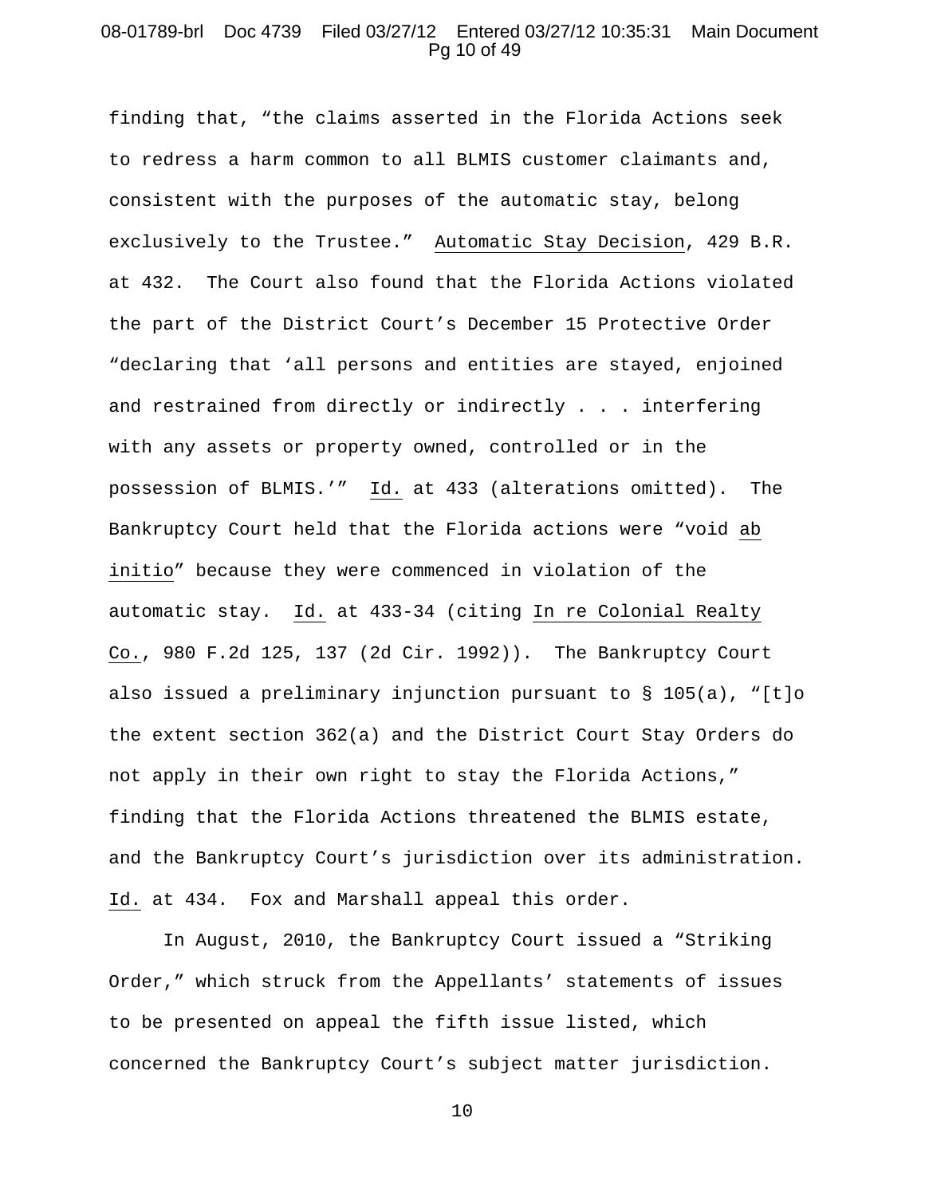finding that, "the claims asserted in the Florida Actions seek to redress a harm common to all BLMIS customer claimants and, consistent with the purposes of the automatic stay, belong exclusively to the Trustee." Automatic Stay Decision, 429 B.R. at 432. The Court also found that the Florida Actions violated the part of the District Court's December 15 Protective Order "declaring that 'all persons and entities are stayed, enjoined and restrained from directly or indirectly . . . interfering with any assets or property owned, controlled or in the possession of BLMIS.'" Id. at 433 (alterations omitted). The Bankruptcy Court held that the Florida actions were "void ab initio" because they were commenced in violation of the automatic stay. Id. at 433-34 (citing In re Colonial Realty Co., 980 F.2d 125, 137 (2d Cir. 1992)). The Bankruptcy Court also issued a preliminary injunction pursuant to § 105(a), "[t]o the extent section 362(a) and the District Court Stay Orders do not apply in their own right to stay the Florida Actions," finding that the Florida Actions threatened the BLMIS estate, and the Bankruptcy Court's jurisdiction over its administration. Id. at 434. Fox and Marshall appeal this order.

In August, 2010, the Bankruptcy Court issued a "Striking Order," which struck from the Appellants' statements of issues to be presented on appeal the fifth issue listed, which concerned the Bankruptcy Court's subject matter jurisdiction.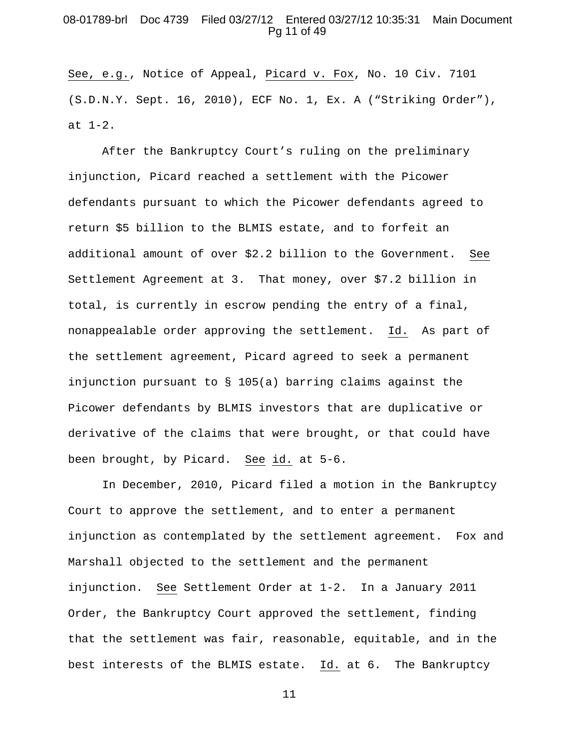See, e.g., Notice of Appeal, Picard v. Fox, No. 10 Civ. 7101 (S.D.N.Y. Sept. 16, 2010), ECF No. 1, Ex. A ("Striking Order"), at 1-2.

After the Bankruptcy Court's ruling on the preliminary injunction, Picard reached a settlement with the Picower defendants pursuant to which the Picower defendants agreed to return $5 billion to the BLMIS estate, and to forfeit an additional amount of over $2.2 billion to the Government. See Settlement Agreement at 3. That money, over $7.2 billion in total, is currently in escrow pending the entry of a final, nonappealable order approving the settlement. Id. As part of the settlement agreement, Picard agreed to seek a permanent injunction pursuant to § 105(a) barring claims against the Picower defendants by BLMIS investors that are duplicative or derivative of the claims that were brought, or that could have been brought, by Picard. See id. at 5-6.

In December, 2010, Picard filed a motion in the Bankruptcy Court to approve the settlement, and to enter a permanent injunction as contemplated by the settlement agreement. Fox and Marshall objected to the settlement and the permanent injunction. See Settlement Order at 1-2. In a January 2011 Order, the Bankruptcy Court approved the settlement, finding that the settlement was fair, reasonable, equitable, and in the best interests of the BLMIS estate. Id. at 6. The Bankruptcy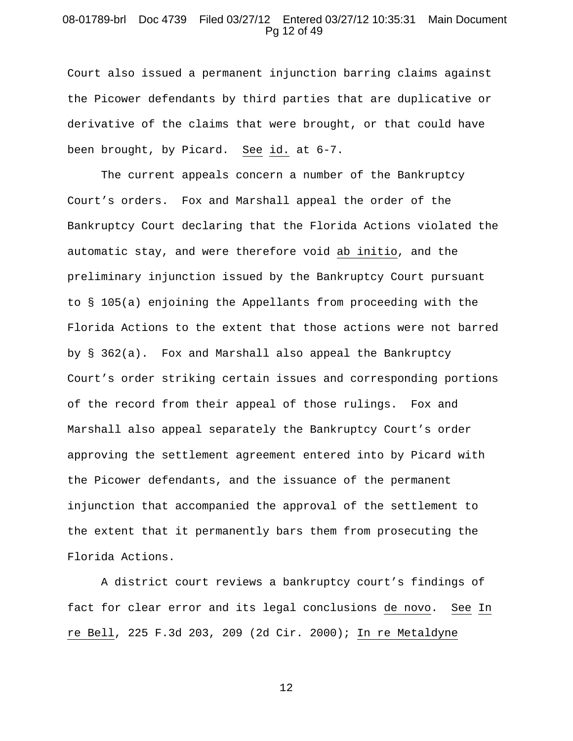Court also issued a permanent injunction barring claims against the Picower defendants by third parties that are duplicative or derivative of the claims that were brought, or that could have been brought, by Picard. See id. at 6-7.

The current appeals concern a number of the Bankruptcy Court's orders. Fox and Marshall appeal the order of the Bankruptcy Court declaring that the Florida Actions violated the automatic stay, and were therefore void ab initio, and the preliminary injunction issued by the Bankruptcy Court pursuant to § 105(a) enjoining the Appellants from proceeding with the Florida Actions to the extent that those actions were not barred by § 362(a). Fox and Marshall also appeal the Bankruptcy Court's order striking certain issues and corresponding portions of the record from their appeal of those rulings. Fox and Marshall also appeal separately the Bankruptcy Court's order approving the settlement agreement entered into by Picard with the Picower defendants, and the issuance of the permanent injunction that accompanied the approval of the settlement to the extent that it permanently bars them from prosecuting the Florida Actions.

A district court reviews a bankruptcy court's findings of fact for clear error and its legal conclusions de novo. See In re Bell, 225 F.3d 203, 209 (2d Cir. 2000); In re Metaldyne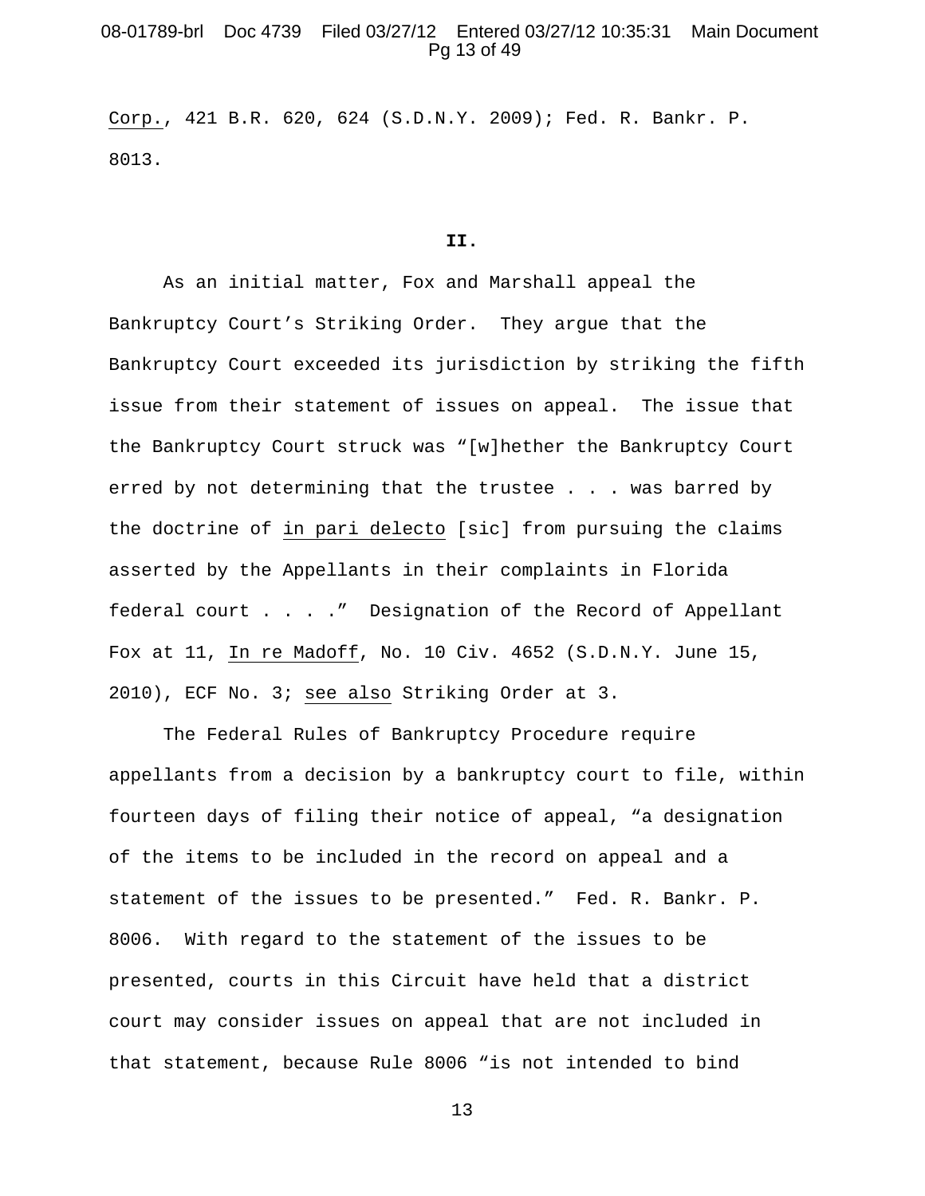Corp., 421 B.R. 620, 624 (S.D.N.Y. 2009); Fed. R. Bankr. P. 8013.

**II.**

As an initial matter, Fox and Marshall appeal the Bankruptcy Court's Striking Order. They argue that the Bankruptcy Court exceeded its jurisdiction by striking the fifth issue from their statement of issues on appeal. The issue that the Bankruptcy Court struck was "[w]hether the Bankruptcy Court erred by not determining that the trustee . . . was barred by the doctrine of in pari delecto [sic] from pursuing the claims asserted by the Appellants in their complaints in Florida federal court . . . ." Designation of the Record of Appellant Fox at 11, In re Madoff, No. 10 Civ. 4652 (S.D.N.Y. June 15, 2010), ECF No. 3; see also Striking Order at 3.

The Federal Rules of Bankruptcy Procedure require appellants from a decision by a bankruptcy court to file, within fourteen days of filing their notice of appeal, "a designation of the items to be included in the record on appeal and a statement of the issues to be presented." Fed. R. Bankr. P. 8006. With regard to the statement of the issues to be presented, courts in this Circuit have held that a district court may consider issues on appeal that are not included in that statement, because Rule 8006 "is not intended to bind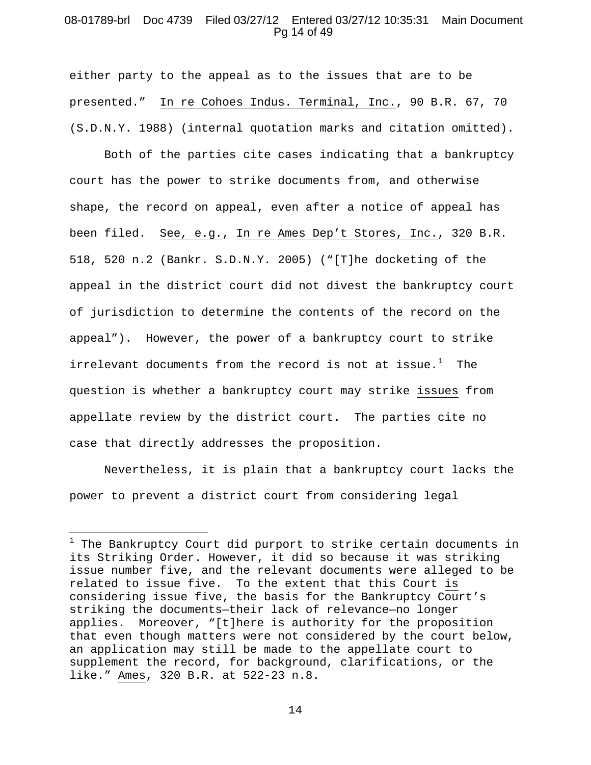either party to the appeal as to the issues that are to be presented." In re Cohoes Indus. Terminal, Inc., 90 B.R. 67, 70 (S.D.N.Y. 1988) (internal quotation marks and citation omitted).

Both of the parties cite cases indicating that a bankruptcy court has the power to strike documents from, and otherwise shape, the record on appeal, even after a notice of appeal has been filed. See, e.g., In re Ames Dep't Stores, Inc., 320 B.R. 518, 520 n.2 (Bankr. S.D.N.Y. 2005) ("[T]he docketing of the appeal in the district court did not divest the bankruptcy court of jurisdiction to determine the contents of the record on the appeal"). However, the power of a bankruptcy court to strike irrelevant documents from the record is not at issue.[1] The question is whether a bankruptcy court may strike issues from appellate review by the district court. The parties cite no case that directly addresses the proposition.

Nevertheless, it is plain that a bankruptcy court lacks the power to prevent a district court from considering legal

---

[1] The Bankruptcy Court did purport to strike certain documents in its Striking Order. However, it did so because it was striking issue number five, and the relevant documents were alleged to be related to issue five. To the extent that this Court is considering issue five, the basis for the Bankruptcy Court's striking the documents—their lack of relevance—no longer applies. Moreover, "[t]here is authority for the proposition that even though matters were not considered by the court below, an application may still be made to the appellate court to supplement the record, for background, clarifications, or the like." Ames, 320 B.R. at 522-23 n.8.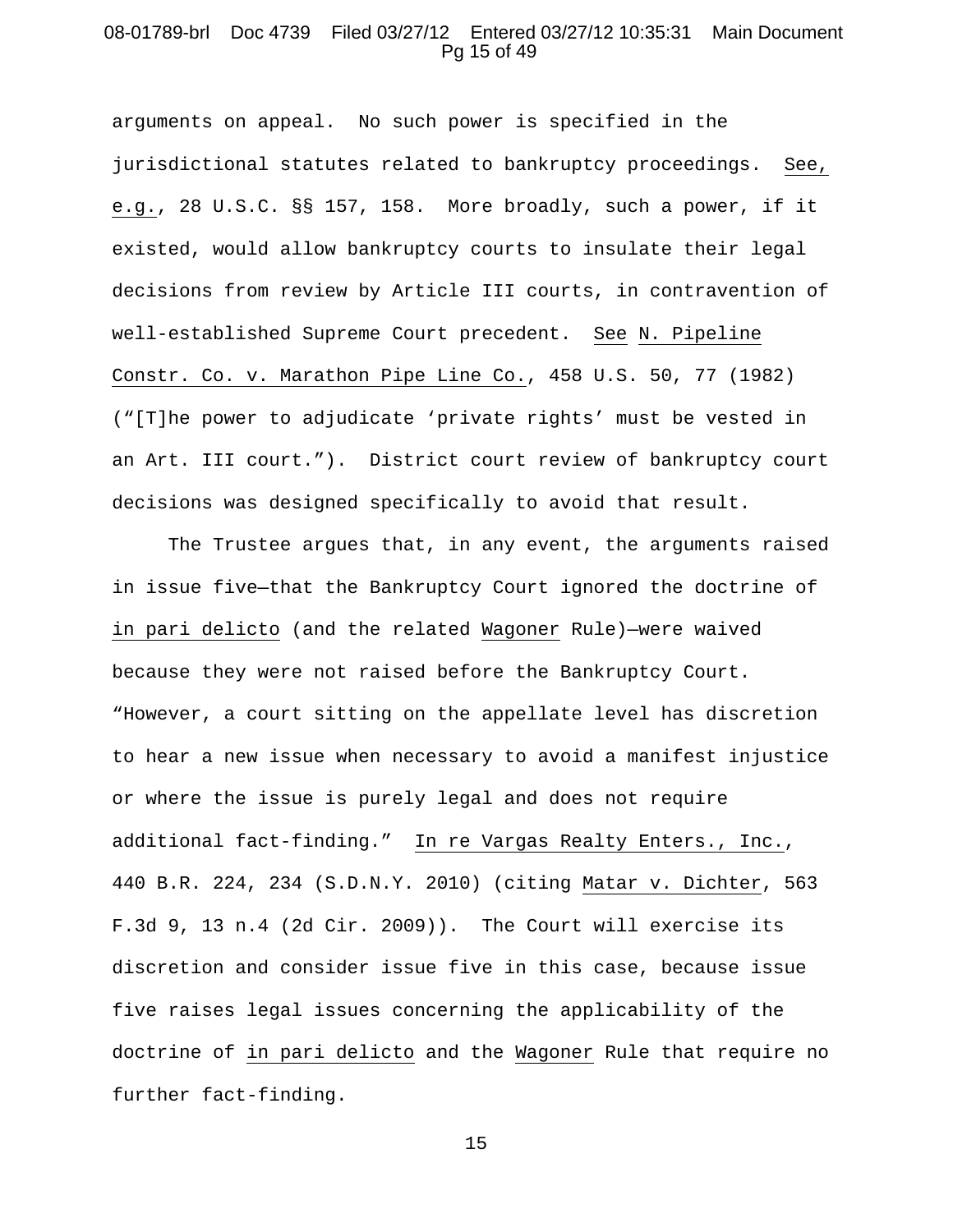arguments on appeal. No such power is specified in the jurisdictional statutes related to bankruptcy proceedings. See, e.g., 28 U.S.C. §§ 157, 158. More broadly, such a power, if it existed, would allow bankruptcy courts to insulate their legal decisions from review by Article III courts, in contravention of well-established Supreme Court precedent. See N. Pipeline Constr. Co. v. Marathon Pipe Line Co., 458 U.S. 50, 77 (1982) ("[T]he power to adjudicate 'private rights' must be vested in an Art. III court."). District court review of bankruptcy court decisions was designed specifically to avoid that result.

The Trustee argues that, in any event, the arguments raised in issue five—that the Bankruptcy Court ignored the doctrine of *in pari delicto* (and the related *Wagoner* Rule)—were waived because they were not raised before the Bankruptcy Court. "However, a court sitting on the appellate level has discretion to hear a new issue when necessary to avoid a manifest injustice or where the issue is purely legal and does not require additional fact-finding." In re Vargas Realty Enters., Inc., 440 B.R. 224, 234 (S.D.N.Y. 2010) (citing Matar v. Dichter, 563 F.3d 9, 13 n.4 (2d Cir. 2009)). The Court will exercise its discretion and consider issue five in this case, because issue five raises legal issues concerning the applicability of the doctrine of *in pari delicto* and the *Wagoner* Rule that require no further fact-finding.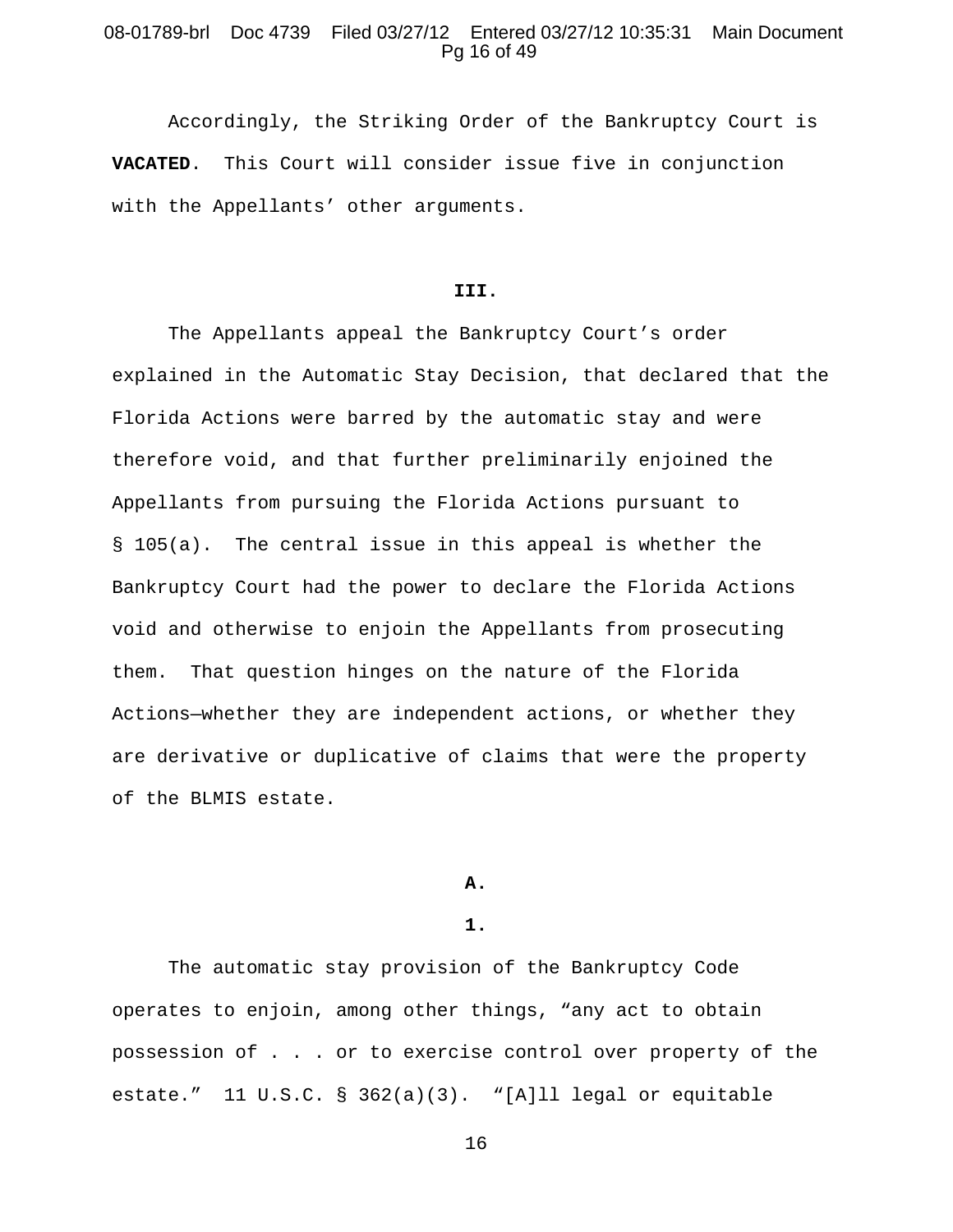Accordingly, the Striking Order of the Bankruptcy Court is **VACATED**. This Court will consider issue five in conjunction with the Appellants' other arguments.

## III.

The Appellants appeal the Bankruptcy Court's order explained in the Automatic Stay Decision, that declared that the Florida Actions were barred by the automatic stay and were therefore void, and that further preliminarily enjoined the Appellants from pursuing the Florida Actions pursuant to § 105(a). The central issue in this appeal is whether the Bankruptcy Court had the power to declare the Florida Actions void and otherwise to enjoin the Appellants from prosecuting them. That question hinges on the nature of the Florida Actions—whether they are independent actions, or whether they are derivative or duplicative of claims that were the property of the BLMIS estate.

### A.

#### 1.

The automatic stay provision of the Bankruptcy Code operates to enjoin, among other things, "any act to obtain possession of . . . or to exercise control over property of the estate." 11 U.S.C. § 362(a)(3). "[A]ll legal or equitable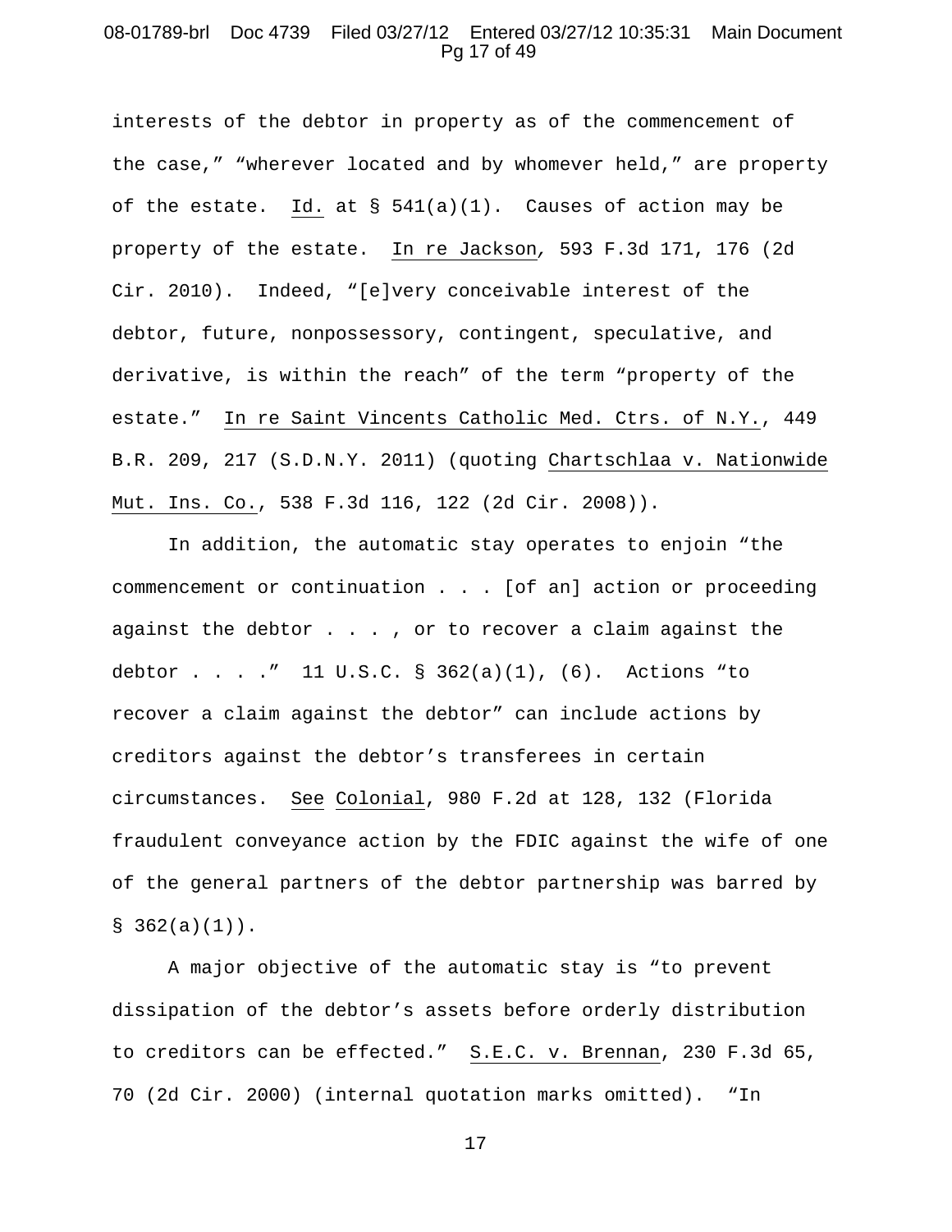interests of the debtor in property as of the commencement of the case," "wherever located and by whomever held," are property of the estate. Id. at § 541(a)(1). Causes of action may be property of the estate. In re Jackson, 593 F.3d 171, 176 (2d Cir. 2010). Indeed, "[e]very conceivable interest of the debtor, future, nonpossessory, contingent, speculative, and derivative, is within the reach" of the term "property of the estate." In re Saint Vincents Catholic Med. Ctrs. of N.Y., 449 B.R. 209, 217 (S.D.N.Y. 2011) (quoting Chartschlaa v. Nationwide Mut. Ins. Co., 538 F.3d 116, 122 (2d Cir. 2008)).

In addition, the automatic stay operates to enjoin "the commencement or continuation . . . [of an] action or proceeding against the debtor . . . , or to recover a claim against the debtor . . . ." 11 U.S.C. § 362(a)(1), (6). Actions "to recover a claim against the debtor" can include actions by creditors against the debtor's transferees in certain circumstances. See Colonial, 980 F.2d at 128, 132 (Florida fraudulent conveyance action by the FDIC against the wife of one of the general partners of the debtor partnership was barred by § 362(a)(1)).

A major objective of the automatic stay is "to prevent dissipation of the debtor's assets before orderly distribution to creditors can be effected." S.E.C. v. Brennan, 230 F.3d 65, 70 (2d Cir. 2000) (internal quotation marks omitted). "In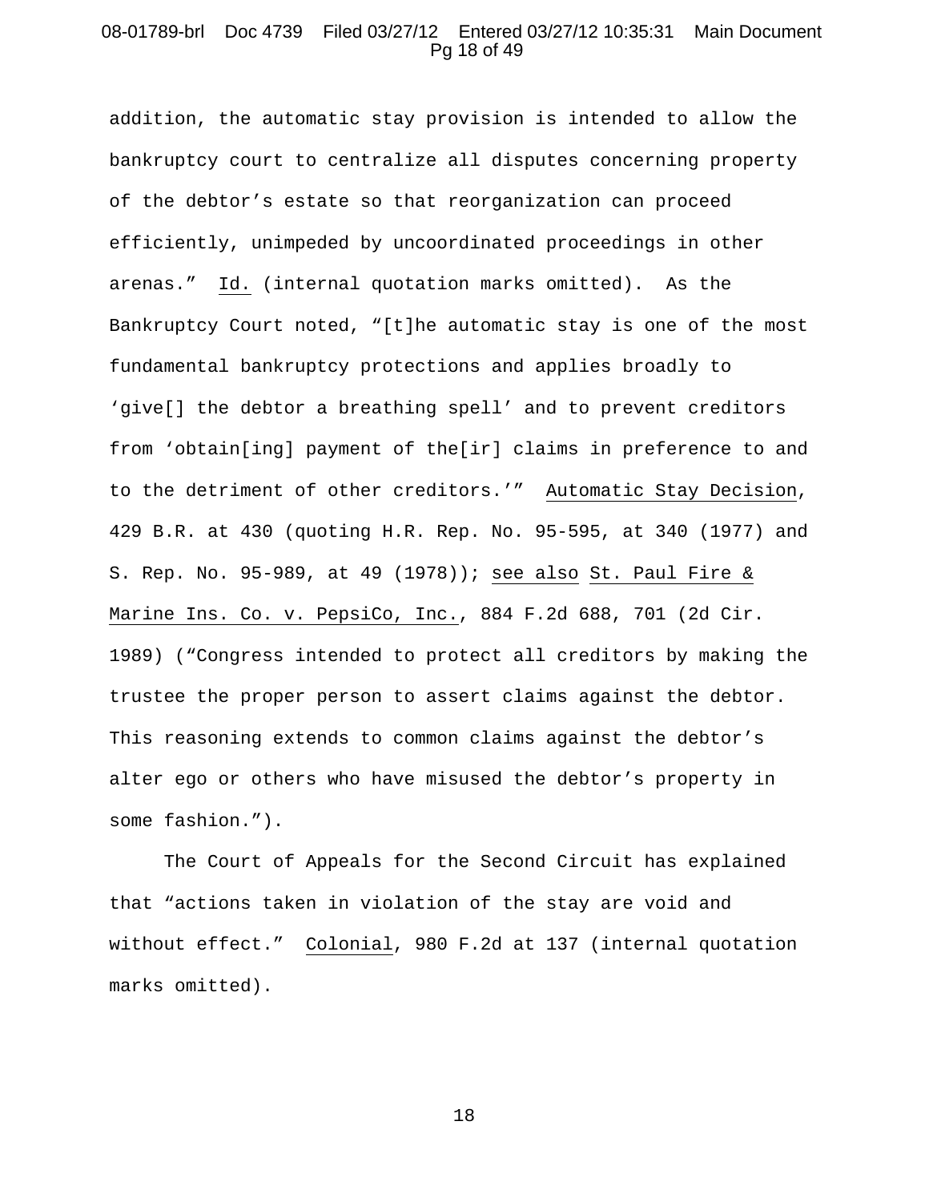addition, the automatic stay provision is intended to allow the bankruptcy court to centralize all disputes concerning property of the debtor's estate so that reorganization can proceed efficiently, unimpeded by uncoordinated proceedings in other arenas." Id. (internal quotation marks omitted). As the Bankruptcy Court noted, "[t]he automatic stay is one of the most fundamental bankruptcy protections and applies broadly to 'give[] the debtor a breathing spell' and to prevent creditors from 'obtain[ing] payment of the[ir] claims in preference to and to the detriment of other creditors.'" Automatic Stay Decision, 429 B.R. at 430 (quoting H.R. Rep. No. 95-595, at 340 (1977) and S. Rep. No. 95-989, at 49 (1978)); see also St. Paul Fire & Marine Ins. Co. v. PepsiCo, Inc., 884 F.2d 688, 701 (2d Cir. 1989) ("Congress intended to protect all creditors by making the trustee the proper person to assert claims against the debtor. This reasoning extends to common claims against the debtor's alter ego or others who have misused the debtor's property in some fashion.").

The Court of Appeals for the Second Circuit has explained that "actions taken in violation of the stay are void and without effect." Colonial, 980 F.2d at 137 (internal quotation marks omitted).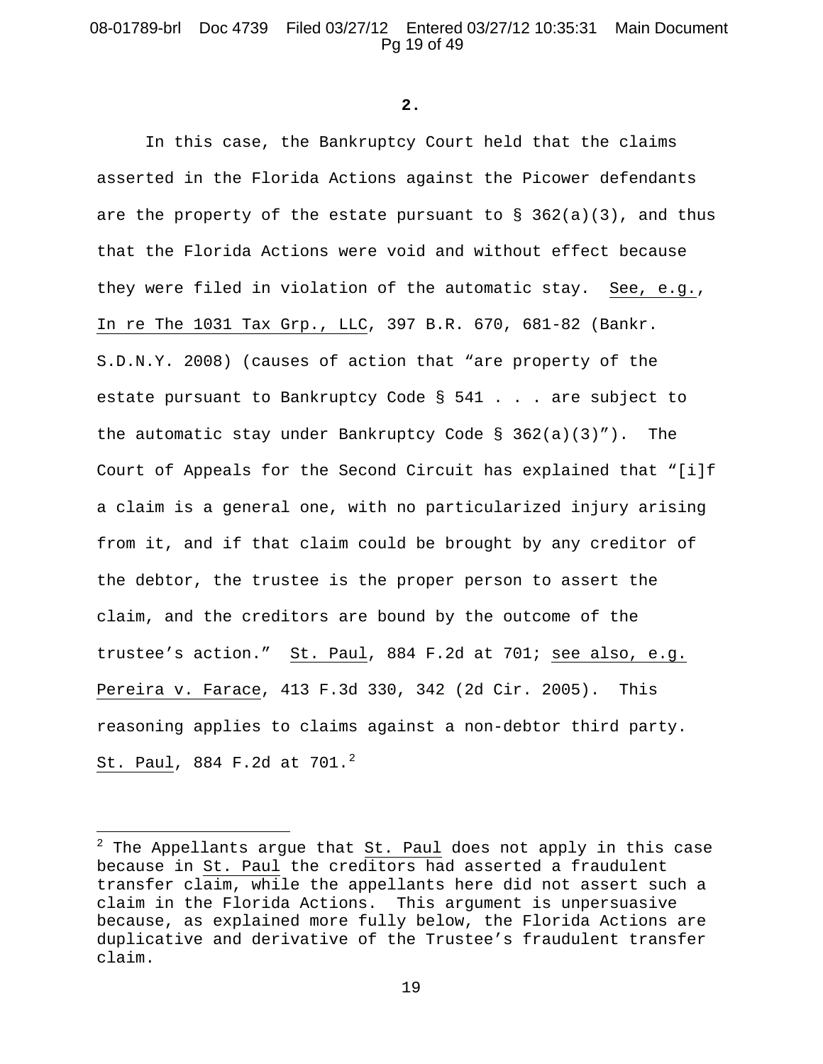**2.**

In this case, the Bankruptcy Court held that the claims asserted in the Florida Actions against the Picower defendants are the property of the estate pursuant to § 362(a)(3), and thus that the Florida Actions were void and without effect because they were filed in violation of the automatic stay. See, e.g., In re The 1031 Tax Grp., LLC, 397 B.R. 670, 681-82 (Bankr. S.D.N.Y. 2008) (causes of action that "are property of the estate pursuant to Bankruptcy Code § 541 . . . are subject to the automatic stay under Bankruptcy Code § 362(a)(3)"). The Court of Appeals for the Second Circuit has explained that "[i]f a claim is a general one, with no particularized injury arising from it, and if that claim could be brought by any creditor of the debtor, the trustee is the proper person to assert the claim, and the creditors are bound by the outcome of the trustee's action." St. Paul, 884 F.2d at 701; see also, e.g. Pereira v. Farace, 413 F.3d 330, 342 (2d Cir. 2005). This reasoning applies to claims against a non-debtor third party. St. Paul, 884 F.2d at 701.[2]

[2] The Appellants argue that St. Paul does not apply in this case because in St. Paul the creditors had asserted a fraudulent transfer claim, while the appellants here did not assert such a claim in the Florida Actions. This argument is unpersuasive because, as explained more fully below, the Florida Actions are duplicative and derivative of the Trustee's fraudulent transfer claim.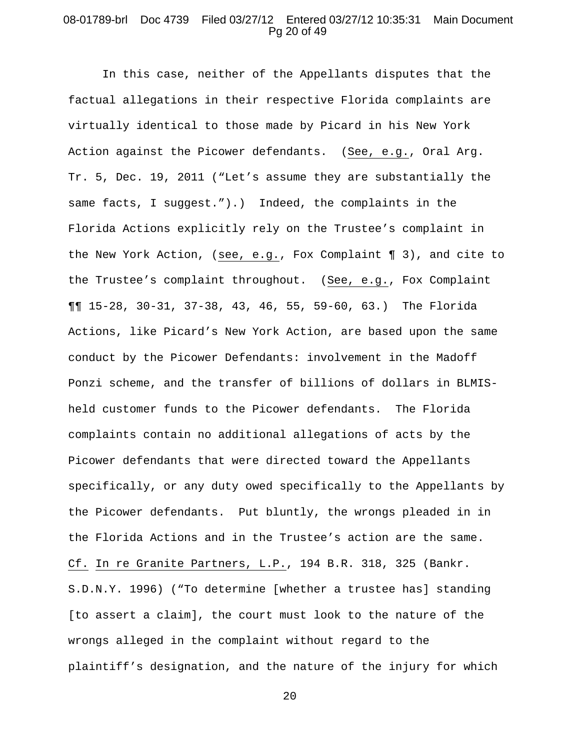In this case, neither of the Appellants disputes that the factual allegations in their respective Florida complaints are virtually identical to those made by Picard in his New York Action against the Picower defendants. (See, e.g., Oral Arg. Tr. 5, Dec. 19, 2011 ("Let's assume they are substantially the same facts, I suggest.").) Indeed, the complaints in the Florida Actions explicitly rely on the Trustee's complaint in the New York Action, (see, e.g., Fox Complaint ¶ 3), and cite to the Trustee's complaint throughout. (See, e.g., Fox Complaint ¶¶ 15-28, 30-31, 37-38, 43, 46, 55, 59-60, 63.) The Florida Actions, like Picard's New York Action, are based upon the same conduct by the Picower Defendants: involvement in the Madoff Ponzi scheme, and the transfer of billions of dollars in BLMIS-held customer funds to the Picower defendants. The Florida complaints contain no additional allegations of acts by the Picower defendants that were directed toward the Appellants specifically, or any duty owed specifically to the Appellants by the Picower defendants. Put bluntly, the wrongs pleaded in in the Florida Actions and in the Trustee's action are the same. Cf. In re Granite Partners, L.P., 194 B.R. 318, 325 (Bankr. S.D.N.Y. 1996) ("To determine [whether a trustee has] standing [to assert a claim], the court must look to the nature of the wrongs alleged in the complaint without regard to the plaintiff's designation, and the nature of the injury for which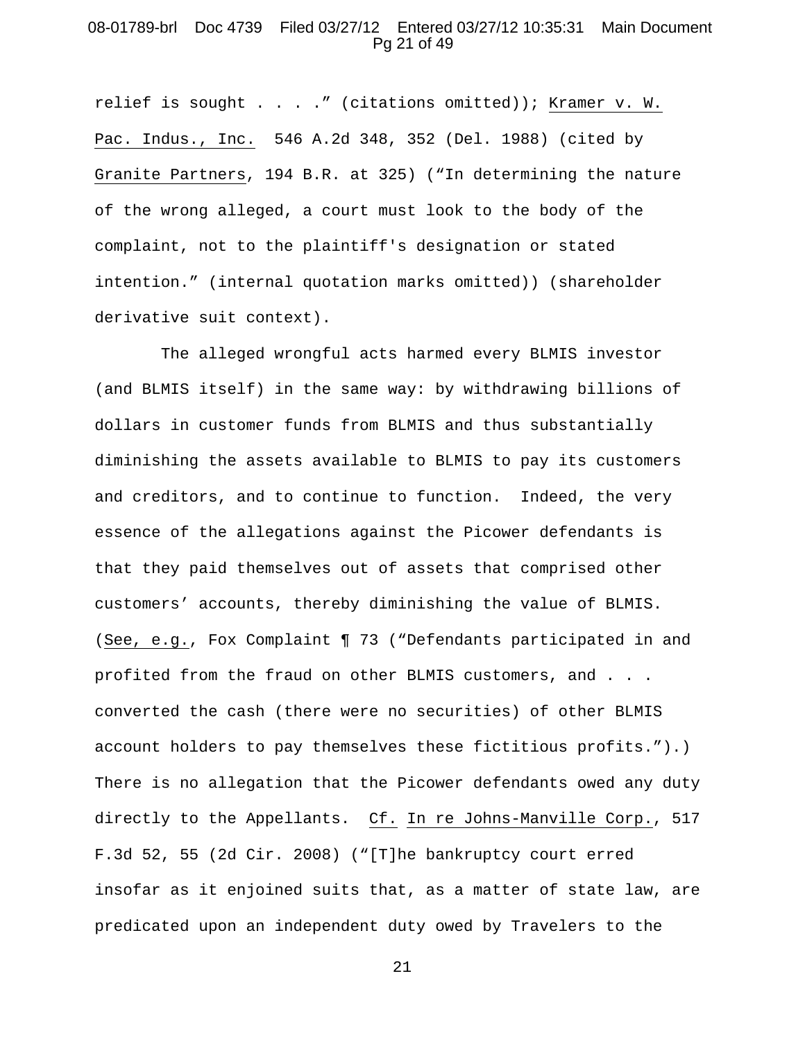relief is sought . . . ." (citations omitted)); Kramer v. W. Pac. Indus., Inc. 546 A.2d 348, 352 (Del. 1988) (cited by Granite Partners, 194 B.R. at 325) ("In determining the nature of the wrong alleged, a court must look to the body of the complaint, not to the plaintiff's designation or stated intention." (internal quotation marks omitted)) (shareholder derivative suit context).

The alleged wrongful acts harmed every BLMIS investor (and BLMIS itself) in the same way: by withdrawing billions of dollars in customer funds from BLMIS and thus substantially diminishing the assets available to BLMIS to pay its customers and creditors, and to continue to function. Indeed, the very essence of the allegations against the Picower defendants is that they paid themselves out of assets that comprised other customers' accounts, thereby diminishing the value of BLMIS. (See, e.g., Fox Complaint ¶ 73 ("Defendants participated in and profited from the fraud on other BLMIS customers, and . . . converted the cash (there were no securities) of other BLMIS account holders to pay themselves these fictitious profits.").) There is no allegation that the Picower defendants owed any duty directly to the Appellants. Cf. In re Johns-Manville Corp., 517 F.3d 52, 55 (2d Cir. 2008) ("[T]he bankruptcy court erred insofar as it enjoined suits that, as a matter of state law, are predicated upon an independent duty owed by Travelers to the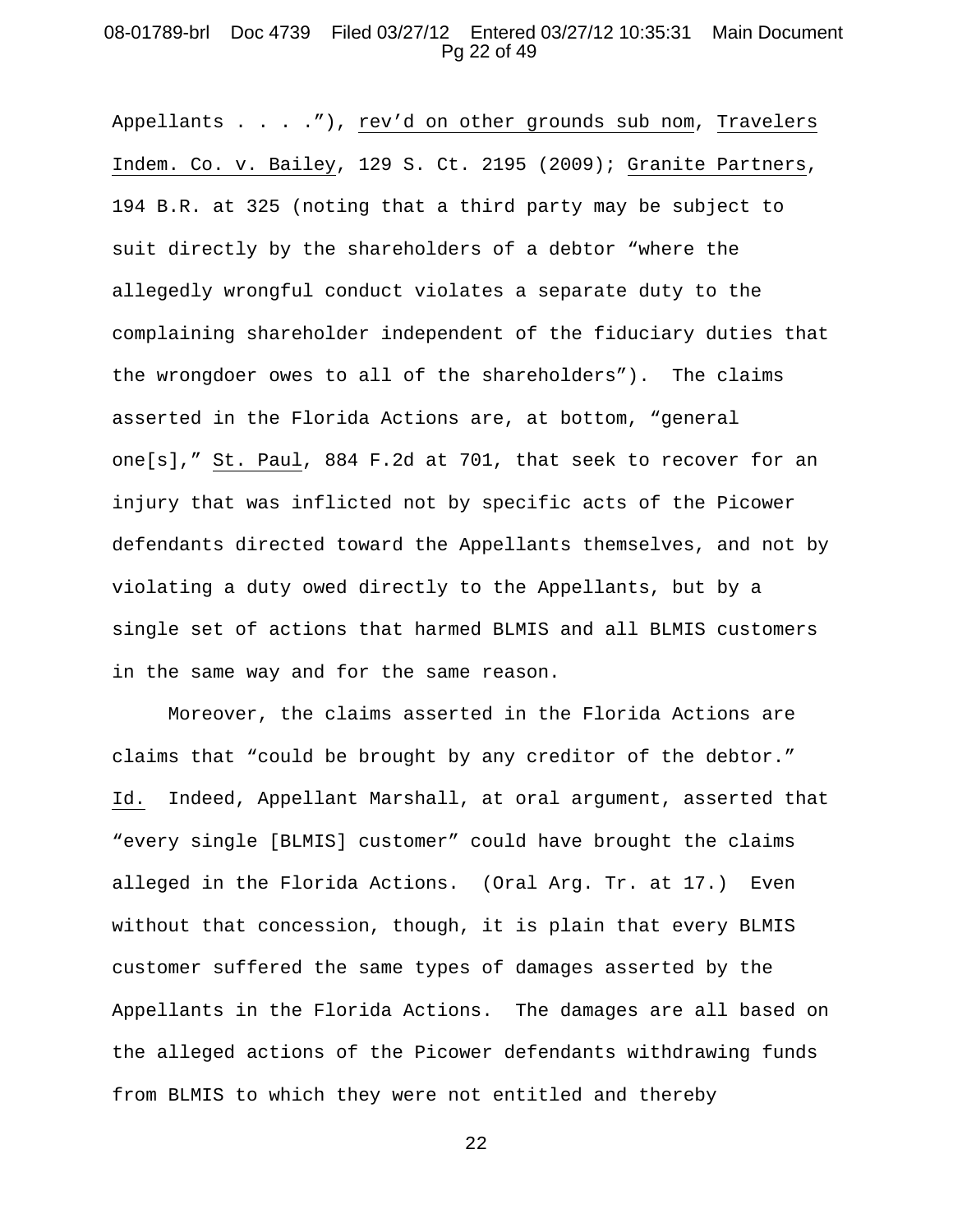Appellants . . . ."), rev'd on other grounds sub nom, Travelers Indem. Co. v. Bailey, 129 S. Ct. 2195 (2009); Granite Partners, 194 B.R. at 325 (noting that a third party may be subject to suit directly by the shareholders of a debtor "where the allegedly wrongful conduct violates a separate duty to the complaining shareholder independent of the fiduciary duties that the wrongdoer owes to all of the shareholders"). The claims asserted in the Florida Actions are, at bottom, "general one[s]," St. Paul, 884 F.2d at 701, that seek to recover for an injury that was inflicted not by specific acts of the Picower defendants directed toward the Appellants themselves, and not by violating a duty owed directly to the Appellants, but by a single set of actions that harmed BLMIS and all BLMIS customers in the same way and for the same reason.

Moreover, the claims asserted in the Florida Actions are claims that "could be brought by any creditor of the debtor." Id. Indeed, Appellant Marshall, at oral argument, asserted that "every single [BLMIS] customer" could have brought the claims alleged in the Florida Actions. (Oral Arg. Tr. at 17.) Even without that concession, though, it is plain that every BLMIS customer suffered the same types of damages asserted by the Appellants in the Florida Actions. The damages are all based on the alleged actions of the Picower defendants withdrawing funds from BLMIS to which they were not entitled and thereby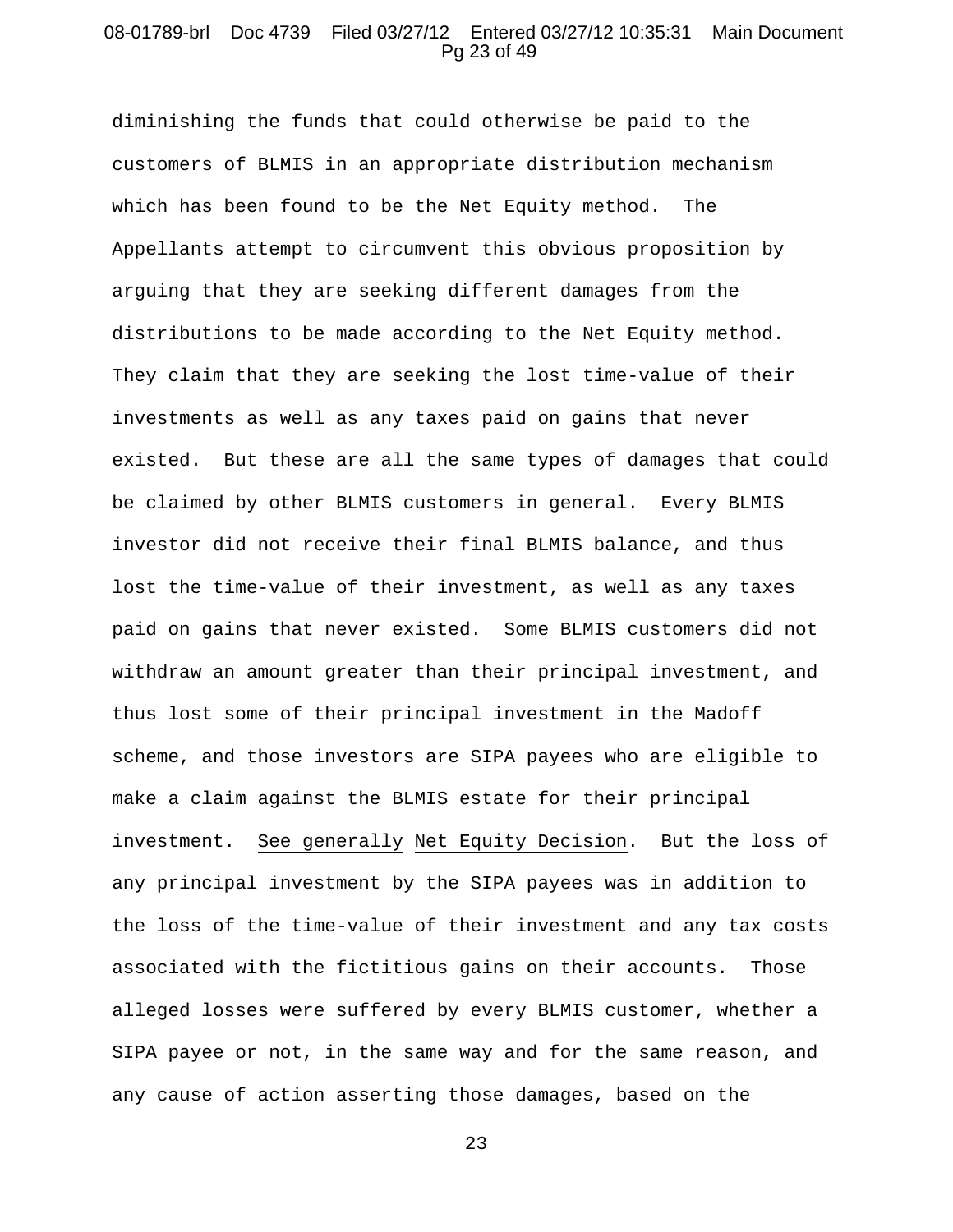diminishing the funds that could otherwise be paid to the customers of BLMIS in an appropriate distribution mechanism which has been found to be the Net Equity method. The Appellants attempt to circumvent this obvious proposition by arguing that they are seeking different damages from the distributions to be made according to the Net Equity method. They claim that they are seeking the lost time-value of their investments as well as any taxes paid on gains that never existed. But these are all the same types of damages that could be claimed by other BLMIS customers in general. Every BLMIS investor did not receive their final BLMIS balance, and thus lost the time-value of their investment, as well as any taxes paid on gains that never existed. Some BLMIS customers did not withdraw an amount greater than their principal investment, and thus lost some of their principal investment in the Madoff scheme, and those investors are SIPA payees who are eligible to make a claim against the BLMIS estate for their principal investment. _See generally_ _Net Equity Decision_. But the loss of any principal investment by the SIPA payees was _in addition to_ the loss of the time-value of their investment and any tax costs associated with the fictitious gains on their accounts. Those alleged losses were suffered by every BLMIS customer, whether a SIPA payee or not, in the same way and for the same reason, and any cause of action asserting those damages, based on the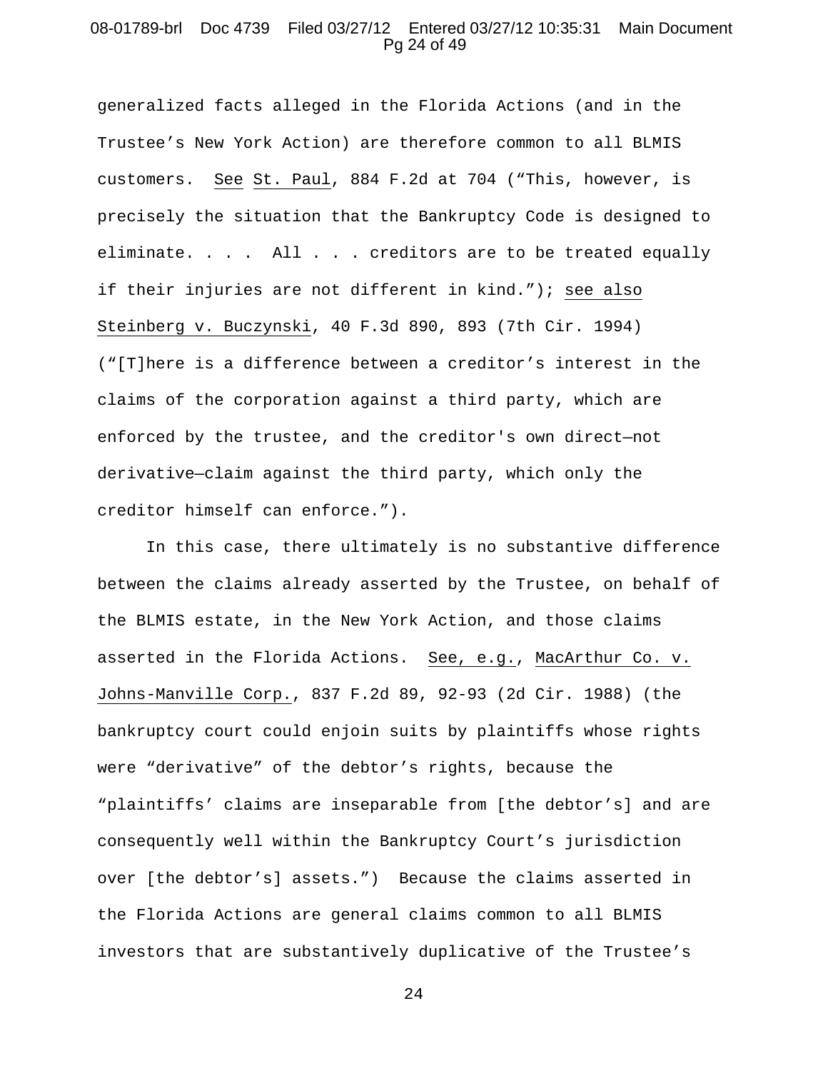generalized facts alleged in the Florida Actions (and in the Trustee's New York Action) are therefore common to all BLMIS customers. See St. Paul, 884 F.2d at 704 ("This, however, is precisely the situation that the Bankruptcy Code is designed to eliminate. . . . All . . . creditors are to be treated equally if their injuries are not different in kind."); see also Steinberg v. Buczynski, 40 F.3d 890, 893 (7th Cir. 1994) ("[T]here is a difference between a creditor's interest in the claims of the corporation against a third party, which are enforced by the trustee, and the creditor's own direct—not derivative—claim against the third party, which only the creditor himself can enforce.").

In this case, there ultimately is no substantive difference between the claims already asserted by the Trustee, on behalf of the BLMIS estate, in the New York Action, and those claims asserted in the Florida Actions. See, e.g., MacArthur Co. v. Johns-Manville Corp., 837 F.2d 89, 92-93 (2d Cir. 1988) (the bankruptcy court could enjoin suits by plaintiffs whose rights were "derivative" of the debtor's rights, because the "plaintiffs' claims are inseparable from [the debtor's] and are consequently well within the Bankruptcy Court's jurisdiction over [the debtor's] assets.") Because the claims asserted in the Florida Actions are general claims common to all BLMIS investors that are substantively duplicative of the Trustee's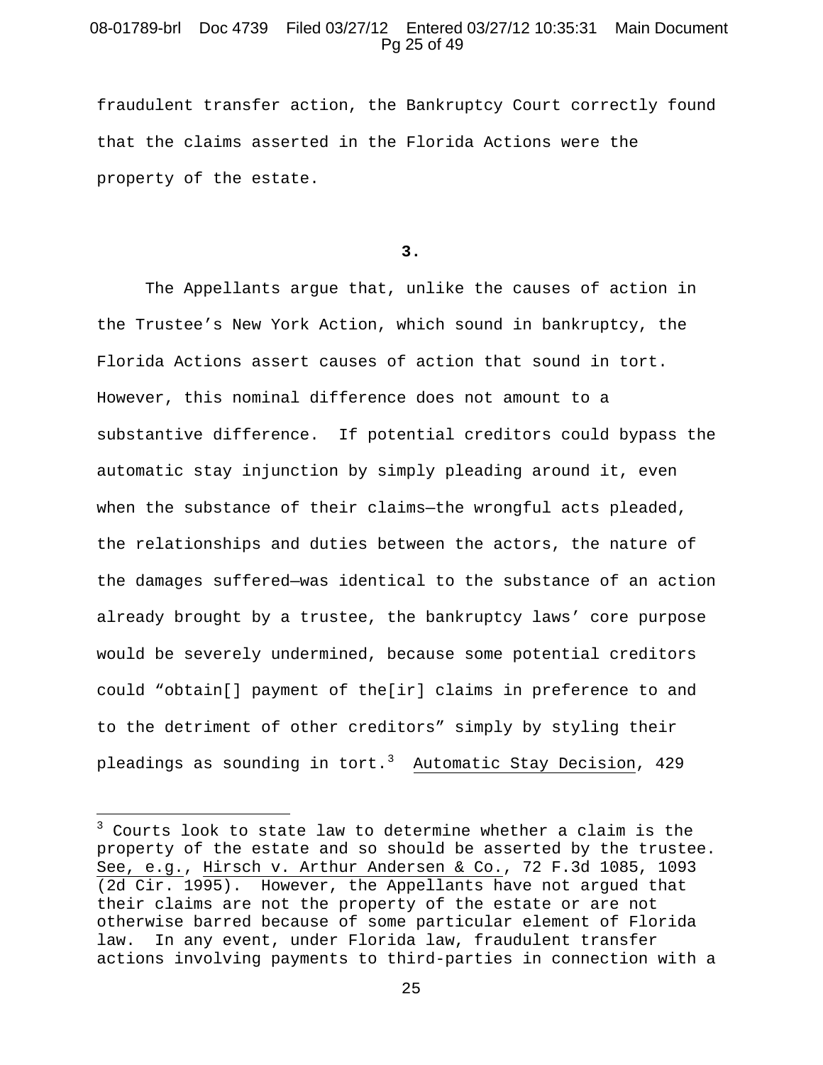fraudulent transfer action, the Bankruptcy Court correctly found that the claims asserted in the Florida Actions were the property of the estate.

**3.**

The Appellants argue that, unlike the causes of action in the Trustee's New York Action, which sound in bankruptcy, the Florida Actions assert causes of action that sound in tort. However, this nominal difference does not amount to a substantive difference. If potential creditors could bypass the automatic stay injunction by simply pleading around it, even when the substance of their claims—the wrongful acts pleaded, the relationships and duties between the actors, the nature of the damages suffered—was identical to the substance of an action already brought by a trustee, the bankruptcy laws' core purpose would be severely undermined, because some potential creditors could "obtain[] payment of the[ir] claims in preference to and to the detriment of other creditors" simply by styling their pleadings as sounding in tort.[3] Automatic Stay Decision, 429

---

[3] Courts look to state law to determine whether a claim is the property of the estate and so should be asserted by the trustee. See, e.g., Hirsch v. Arthur Andersen & Co., 72 F.3d 1085, 1093 (2d Cir. 1995). However, the Appellants have not argued that their claims are not the property of the estate or are not otherwise barred because of some particular element of Florida law. In any event, under Florida law, fraudulent transfer actions involving payments to third-parties in connection with a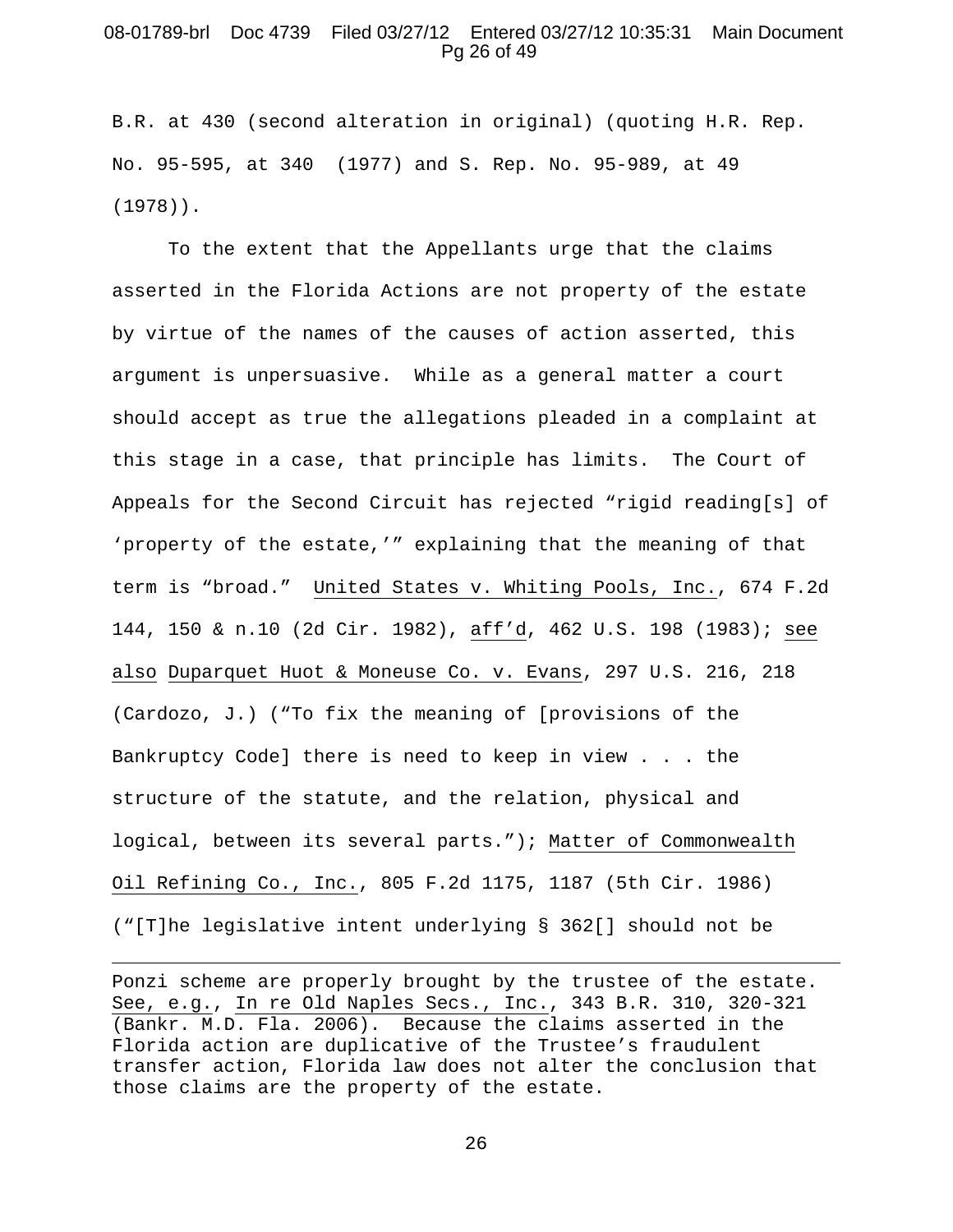B.R. at 430 (second alteration in original) (quoting H.R. Rep. No. 95-595, at 340 (1977) and S. Rep. No. 95-989, at 49 (1978)).

To the extent that the Appellants urge that the claims asserted in the Florida Actions are not property of the estate by virtue of the names of the causes of action asserted, this argument is unpersuasive. While as a general matter a court should accept as true the allegations pleaded in a complaint at this stage in a case, that principle has limits. The Court of Appeals for the Second Circuit has rejected "rigid reading[s] of 'property of the estate,'" explaining that the meaning of that term is "broad." United States v. Whiting Pools, Inc., 674 F.2d 144, 150 & n.10 (2d Cir. 1982), aff'd, 462 U.S. 198 (1983); see also Duparquet Huot & Moneuse Co. v. Evans, 297 U.S. 216, 218 (Cardozo, J.) ("To fix the meaning of [provisions of the Bankruptcy Code] there is need to keep in view . . . the structure of the statute, and the relation, physical and logical, between its several parts."); Matter of Commonwealth Oil Refining Co., Inc., 805 F.2d 1175, 1187 (5th Cir. 1986) ("[T]he legislative intent underlying § 362[] should not be

---

Ponzi scheme are properly brought by the trustee of the estate. See, e.g., In re Old Naples Secs., Inc., 343 B.R. 310, 320-321 (Bankr. M.D. Fla. 2006). Because the claims asserted in the Florida action are duplicative of the Trustee's fraudulent transfer action, Florida law does not alter the conclusion that those claims are the property of the estate.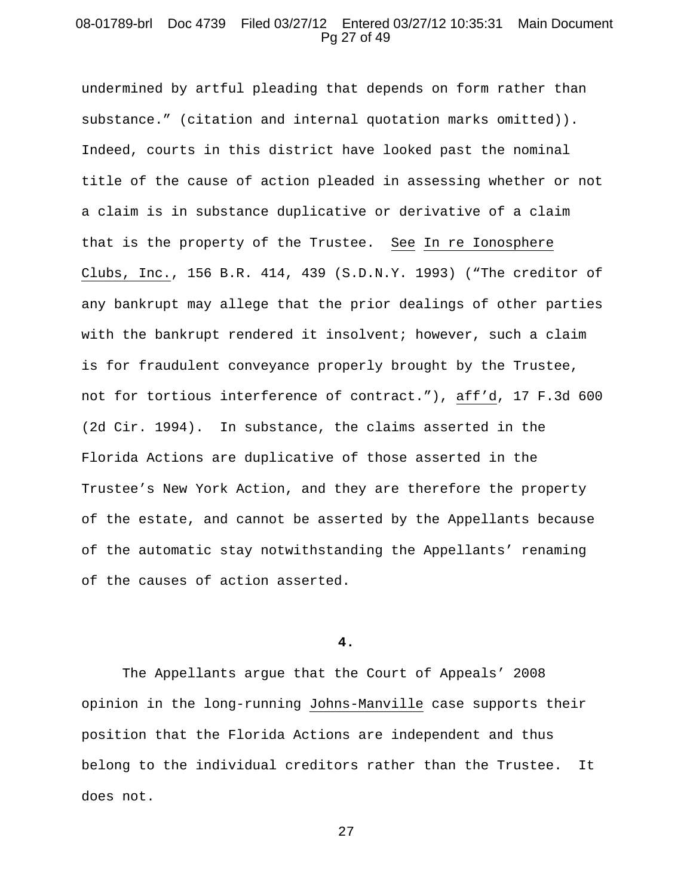undermined by artful pleading that depends on form rather than substance." (citation and internal quotation marks omitted)). Indeed, courts in this district have looked past the nominal title of the cause of action pleaded in assessing whether or not a claim is in substance duplicative or derivative of a claim that is the property of the Trustee. See In re Ionosphere Clubs, Inc., 156 B.R. 414, 439 (S.D.N.Y. 1993) ("The creditor of any bankrupt may allege that the prior dealings of other parties with the bankrupt rendered it insolvent; however, such a claim is for fraudulent conveyance properly brought by the Trustee, not for tortious interference of contract."), aff'd, 17 F.3d 600 (2d Cir. 1994). In substance, the claims asserted in the Florida Actions are duplicative of those asserted in the Trustee's New York Action, and they are therefore the property of the estate, and cannot be asserted by the Appellants because of the automatic stay notwithstanding the Appellants' renaming of the causes of action asserted.

**4.**

The Appellants argue that the Court of Appeals' 2008 opinion in the long-running Johns-Manville case supports their position that the Florida Actions are independent and thus belong to the individual creditors rather than the Trustee. It does not.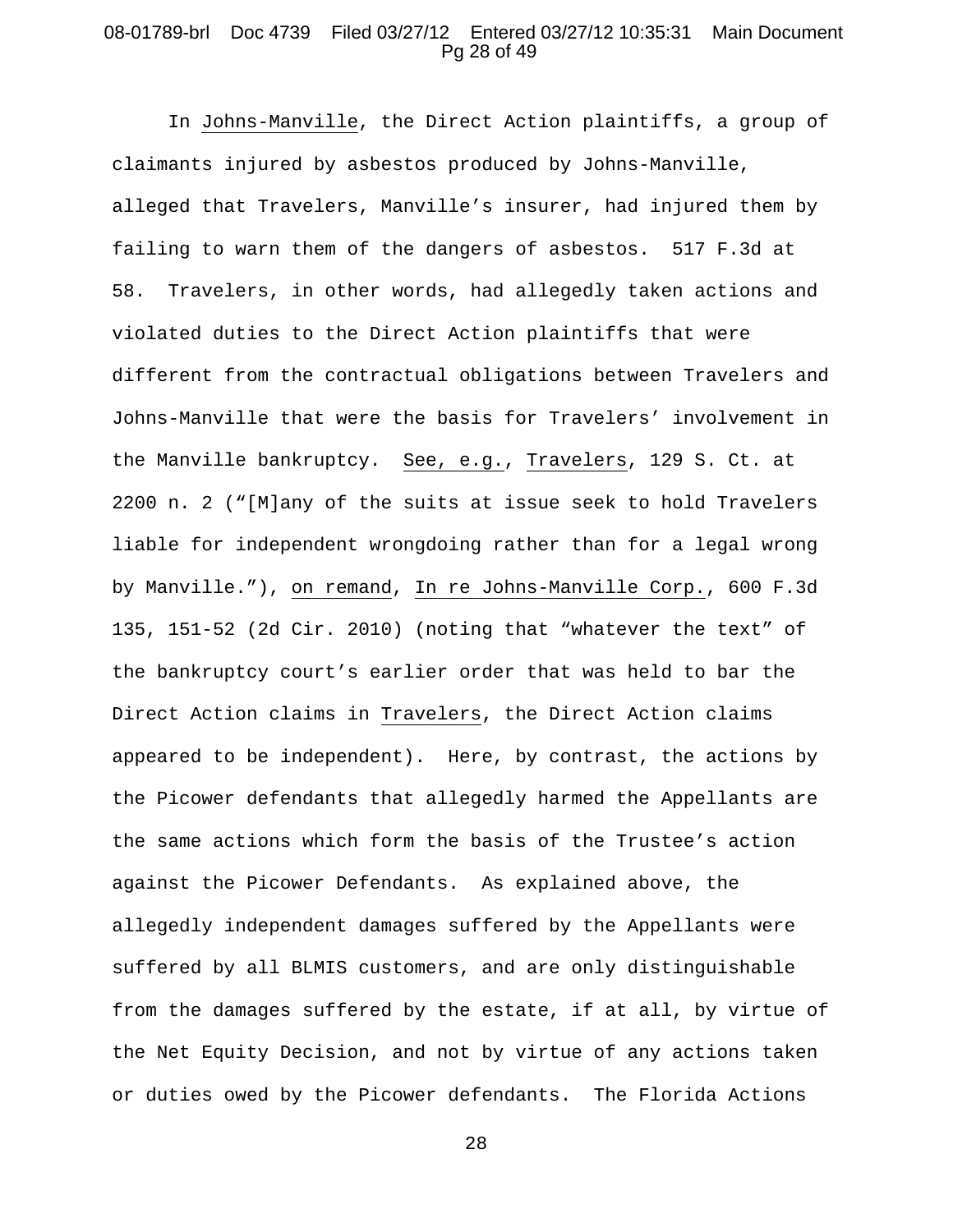In Johns-Manville, the Direct Action plaintiffs, a group of claimants injured by asbestos produced by Johns-Manville, alleged that Travelers, Manville's insurer, had injured them by failing to warn them of the dangers of asbestos. 517 F.3d at 58. Travelers, in other words, had allegedly taken actions and violated duties to the Direct Action plaintiffs that were different from the contractual obligations between Travelers and Johns-Manville that were the basis for Travelers' involvement in the Manville bankruptcy. See, e.g., Travelers, 129 S. Ct. at 2200 n. 2 ("[M]any of the suits at issue seek to hold Travelers liable for independent wrongdoing rather than for a legal wrong by Manville."), on remand, In re Johns-Manville Corp., 600 F.3d 135, 151-52 (2d Cir. 2010) (noting that "whatever the text" of the bankruptcy court's earlier order that was held to bar the Direct Action claims in Travelers, the Direct Action claims appeared to be independent). Here, by contrast, the actions by the Picower defendants that allegedly harmed the Appellants are the same actions which form the basis of the Trustee's action against the Picower Defendants. As explained above, the allegedly independent damages suffered by the Appellants were suffered by all BLMIS customers, and are only distinguishable from the damages suffered by the estate, if at all, by virtue of the Net Equity Decision, and not by virtue of any actions taken or duties owed by the Picower defendants. The Florida Actions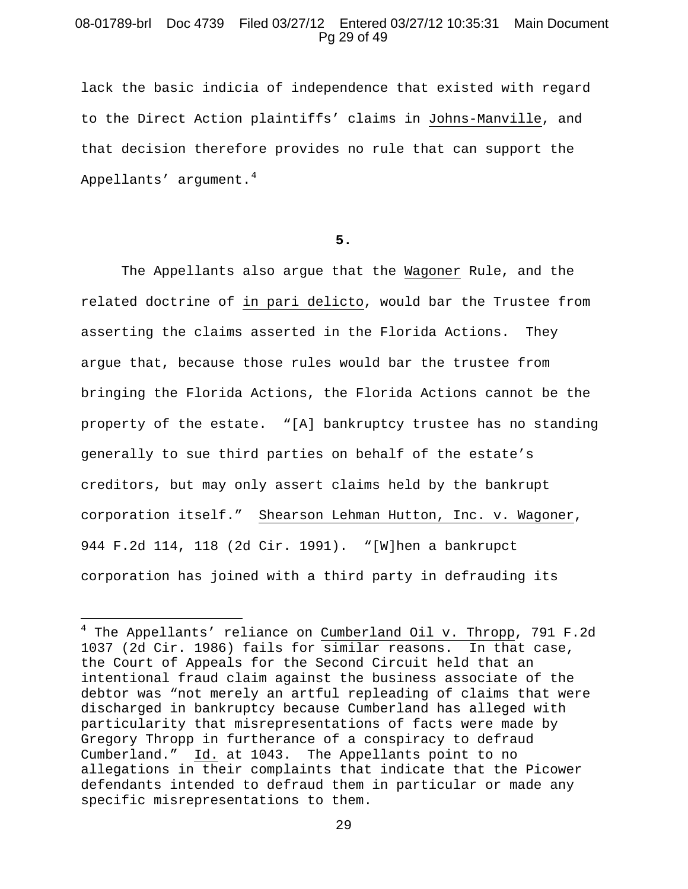lack the basic indicia of independence that existed with regard to the Direct Action plaintiffs' claims in Johns-Manville, and that decision therefore provides no rule that can support the Appellants' argument.[4]

**5.**

The Appellants also argue that the Wagoner Rule, and the related doctrine of in pari delicto, would bar the Trustee from asserting the claims asserted in the Florida Actions. They argue that, because those rules would bar the trustee from bringing the Florida Actions, the Florida Actions cannot be the property of the estate. "[A] bankruptcy trustee has no standing generally to sue third parties on behalf of the estate's creditors, but may only assert claims held by the bankrupt corporation itself." Shearson Lehman Hutton, Inc. v. Wagoner, 944 F.2d 114, 118 (2d Cir. 1991). "[W]hen a bankrupct corporation has joined with a third party in defrauding its

---

[4] The Appellants' reliance on Cumberland Oil v. Thropp, 791 F.2d 1037 (2d Cir. 1986) fails for similar reasons. In that case, the Court of Appeals for the Second Circuit held that an intentional fraud claim against the business associate of the debtor was "not merely an artful repleading of claims that were discharged in bankruptcy because Cumberland has alleged with particularity that misrepresentations of facts were made by Gregory Thropp in furtherance of a conspiracy to defraud Cumberland." Id. at 1043. The Appellants point to no allegations in their complaints that indicate that the Picower defendants intended to defraud them in particular or made any specific misrepresentations to them.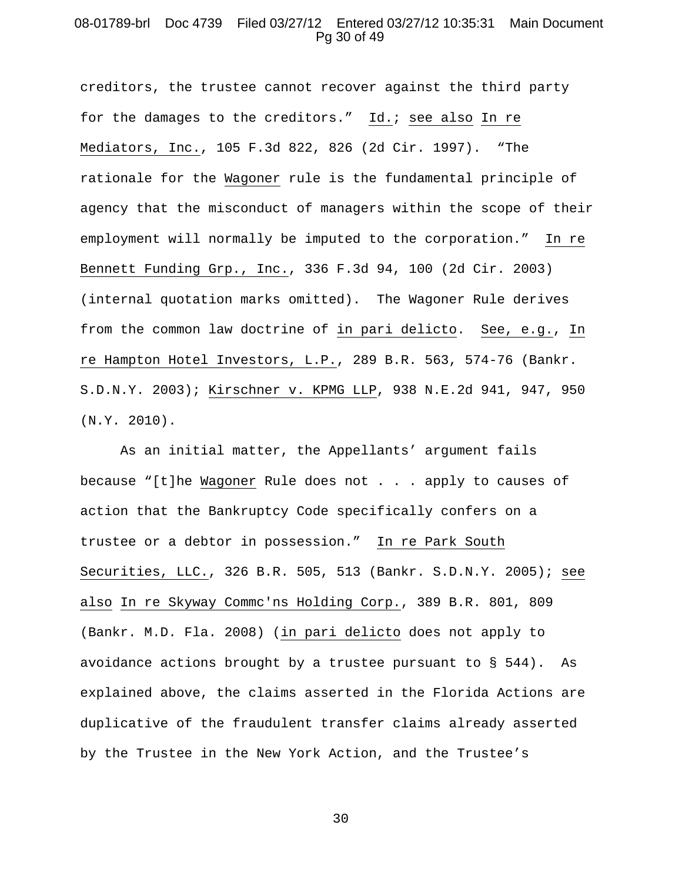creditors, the trustee cannot recover against the third party for the damages to the creditors." Id.; see also In re Mediators, Inc., 105 F.3d 822, 826 (2d Cir. 1997). "The rationale for the Wagoner rule is the fundamental principle of agency that the misconduct of managers within the scope of their employment will normally be imputed to the corporation." In re Bennett Funding Grp., Inc., 336 F.3d 94, 100 (2d Cir. 2003) (internal quotation marks omitted). The Wagoner Rule derives from the common law doctrine of in pari delicto. See, e.g., In re Hampton Hotel Investors, L.P., 289 B.R. 563, 574-76 (Bankr. S.D.N.Y. 2003); Kirschner v. KPMG LLP, 938 N.E.2d 941, 947, 950 (N.Y. 2010).

As an initial matter, the Appellants' argument fails because "[t]he Wagoner Rule does not . . . apply to causes of action that the Bankruptcy Code specifically confers on a trustee or a debtor in possession." In re Park South Securities, LLC., 326 B.R. 505, 513 (Bankr. S.D.N.Y. 2005); see also In re Skyway Commc'ns Holding Corp., 389 B.R. 801, 809 (Bankr. M.D. Fla. 2008) (in pari delicto does not apply to avoidance actions brought by a trustee pursuant to § 544). As explained above, the claims asserted in the Florida Actions are duplicative of the fraudulent transfer claims already asserted by the Trustee in the New York Action, and the Trustee's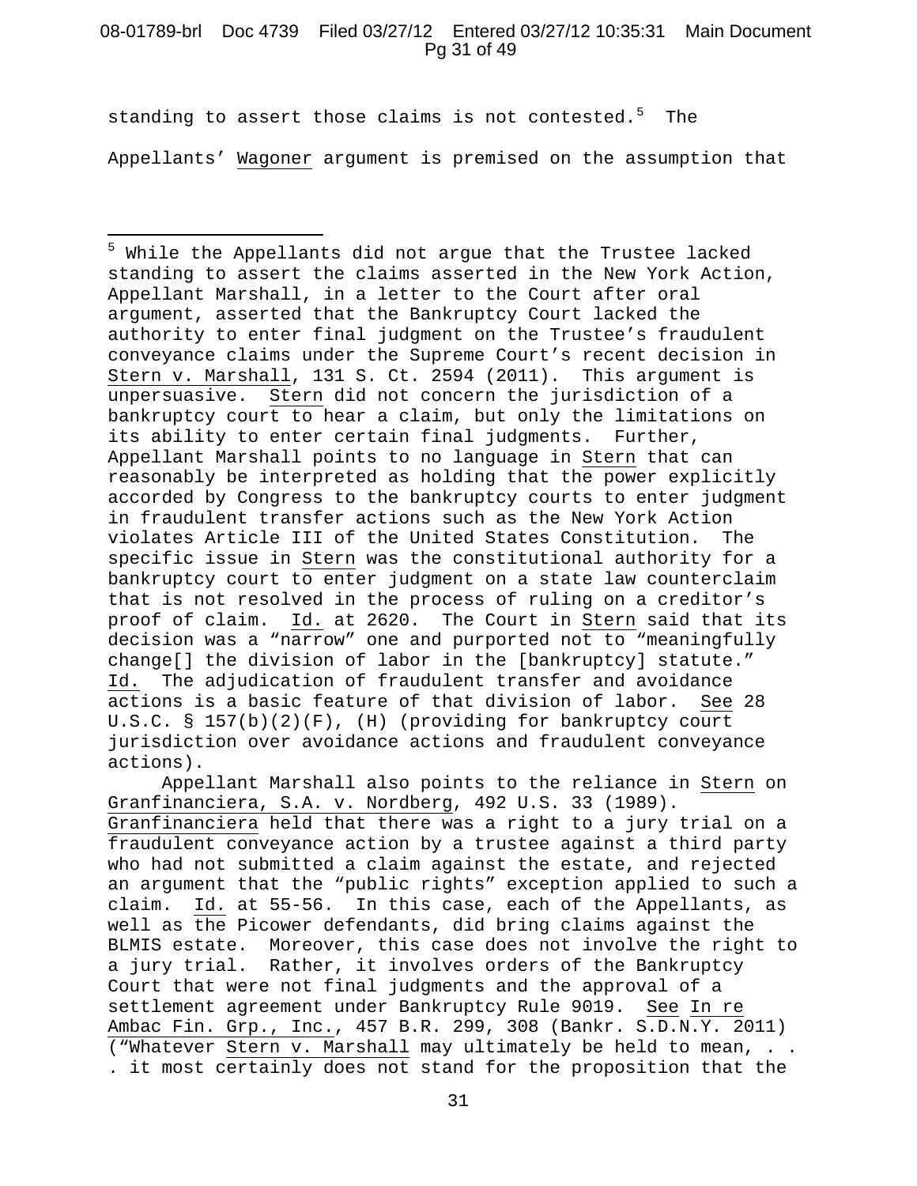standing to assert those claims is not contested.[5] The Appellants' Wagoner argument is premised on the assumption that

---

[5] While the Appellants did not argue that the Trustee lacked standing to assert the claims asserted in the New York Action, Appellant Marshall, in a letter to the Court after oral argument, asserted that the Bankruptcy Court lacked the authority to enter final judgment on the Trustee's fraudulent conveyance claims under the Supreme Court's recent decision in Stern v. Marshall, 131 S. Ct. 2594 (2011). This argument is unpersuasive. Stern did not concern the jurisdiction of a bankruptcy court to hear a claim, but only the limitations on its ability to enter certain final judgments. Further, Appellant Marshall points to no language in Stern that can reasonably be interpreted as holding that the power explicitly accorded by Congress to the bankruptcy courts to enter judgment in fraudulent transfer actions such as the New York Action violates Article III of the United States Constitution. The specific issue in Stern was the constitutional authority for a bankruptcy court to enter judgment on a state law counterclaim that is not resolved in the process of ruling on a creditor's proof of claim. Id. at 2620. The Court in Stern said that its decision was a "narrow" one and purported not to "meaningfully change[] the division of labor in the [bankruptcy] statute." Id. The adjudication of fraudulent transfer and avoidance actions is a basic feature of that division of labor. See 28 U.S.C. § 157(b)(2)(F), (H) (providing for bankruptcy court jurisdiction over avoidance actions and fraudulent conveyance actions).

Appellant Marshall also points to the reliance in Stern on Granfinanciera, S.A. v. Nordberg, 492 U.S. 33 (1989). Granfinanciera held that there was a right to a jury trial on a fraudulent conveyance action by a trustee against a third party who had not submitted a claim against the estate, and rejected an argument that the "public rights" exception applied to such a claim. Id. at 55-56. In this case, each of the Appellants, as well as the Picower defendants, did bring claims against the BLMIS estate. Moreover, this case does not involve the right to a jury trial. Rather, it involves orders of the Bankruptcy Court that were not final judgments and the approval of a settlement agreement under Bankruptcy Rule 9019. See In re Ambac Fin. Grp., Inc., 457 B.R. 299, 308 (Bankr. S.D.N.Y. 2011) ("Whatever Stern v. Marshall may ultimately be held to mean, . . . it most certainly does not stand for the proposition that the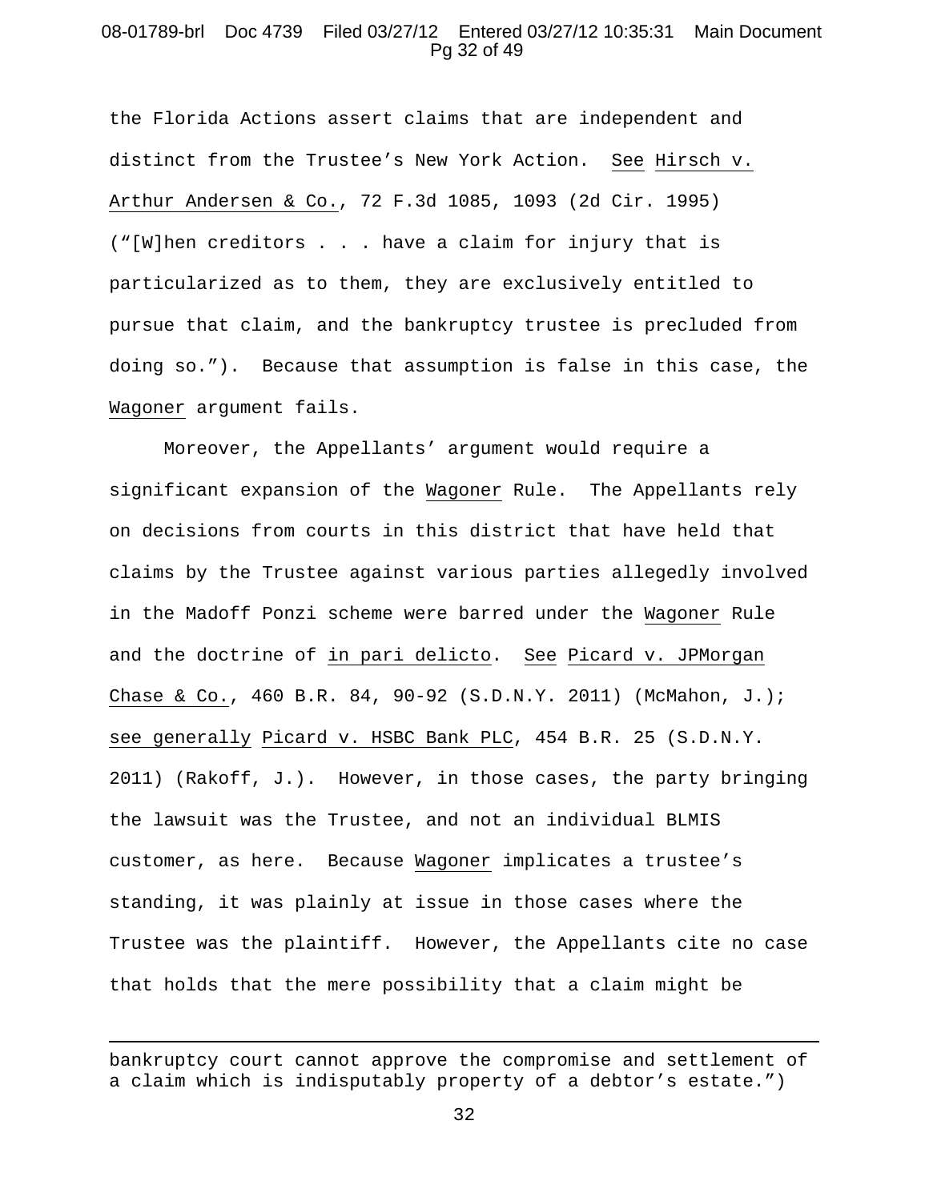the Florida Actions assert claims that are independent and distinct from the Trustee's New York Action. See Hirsch v. Arthur Andersen & Co., 72 F.3d 1085, 1093 (2d Cir. 1995) ("[W]hen creditors . . . have a claim for injury that is particularized as to them, they are exclusively entitled to pursue that claim, and the bankruptcy trustee is precluded from doing so."). Because that assumption is false in this case, the Wagoner argument fails.

Moreover, the Appellants' argument would require a significant expansion of the Wagoner Rule. The Appellants rely on decisions from courts in this district that have held that claims by the Trustee against various parties allegedly involved in the Madoff Ponzi scheme were barred under the Wagoner Rule and the doctrine of in pari delicto. See Picard v. JPMorgan Chase & Co., 460 B.R. 84, 90-92 (S.D.N.Y. 2011) (McMahon, J.); see generally Picard v. HSBC Bank PLC, 454 B.R. 25 (S.D.N.Y. 2011) (Rakoff, J.). However, in those cases, the party bringing the lawsuit was the Trustee, and not an individual BLMIS customer, as here. Because Wagoner implicates a trustee's standing, it was plainly at issue in those cases where the Trustee was the plaintiff. However, the Appellants cite no case that holds that the mere possibility that a claim might be

---

bankruptcy court cannot approve the compromise and settlement of a claim which is indisputably property of a debtor's estate.")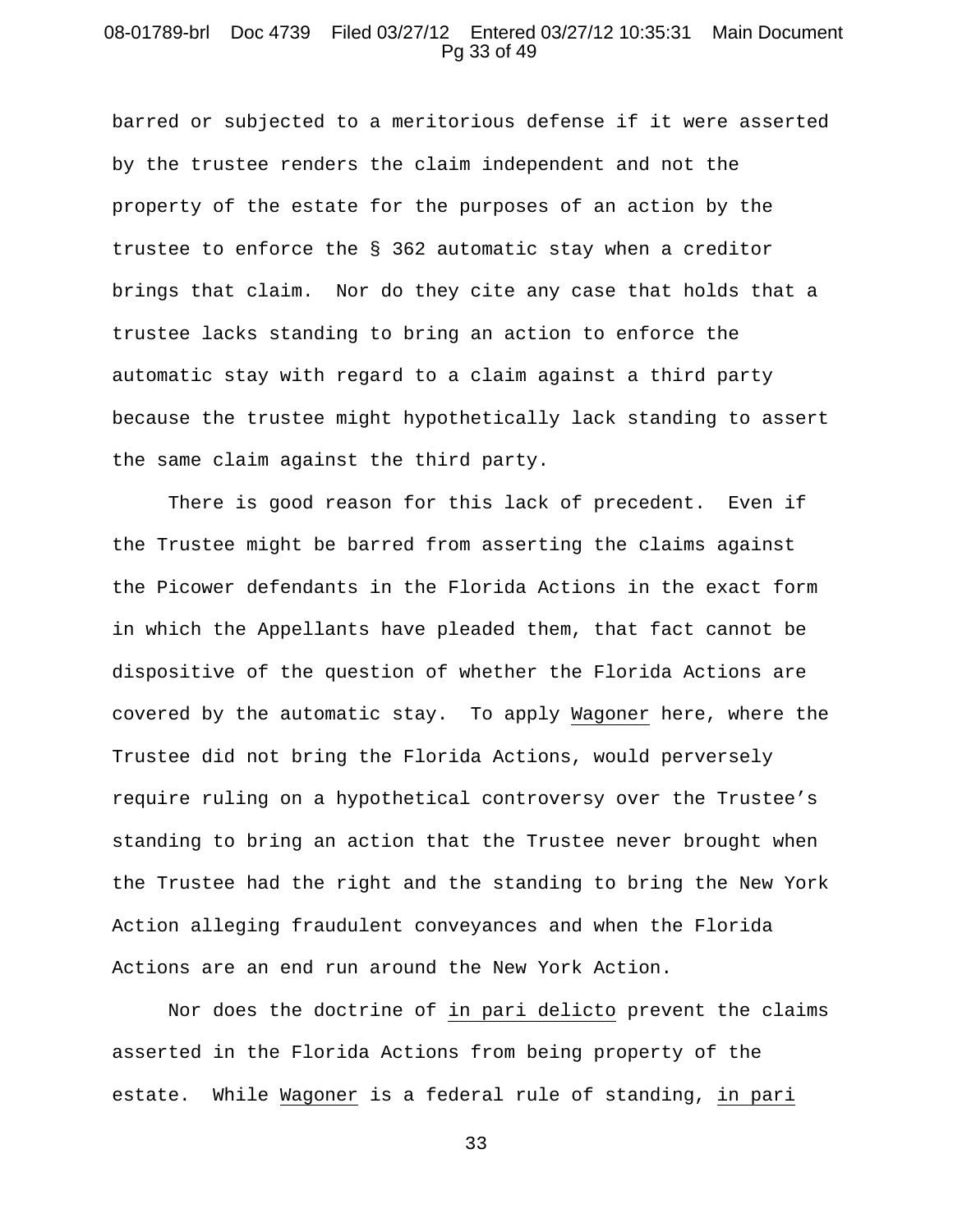barred or subjected to a meritorious defense if it were asserted by the trustee renders the claim independent and not the property of the estate for the purposes of an action by the trustee to enforce the § 362 automatic stay when a creditor brings that claim. Nor do they cite any case that holds that a trustee lacks standing to bring an action to enforce the automatic stay with regard to a claim against a third party because the trustee might hypothetically lack standing to assert the same claim against the third party.

There is good reason for this lack of precedent. Even if the Trustee might be barred from asserting the claims against the Picower defendants in the Florida Actions in the exact form in which the Appellants have pleaded them, that fact cannot be dispositive of the question of whether the Florida Actions are covered by the automatic stay. To apply Wagoner here, where the Trustee did not bring the Florida Actions, would perversely require ruling on a hypothetical controversy over the Trustee's standing to bring an action that the Trustee never brought when the Trustee had the right and the standing to bring the New York Action alleging fraudulent conveyances and when the Florida Actions are an end run around the New York Action.

Nor does the doctrine of in pari delicto prevent the claims asserted in the Florida Actions from being property of the estate. While Wagoner is a federal rule of standing, in pari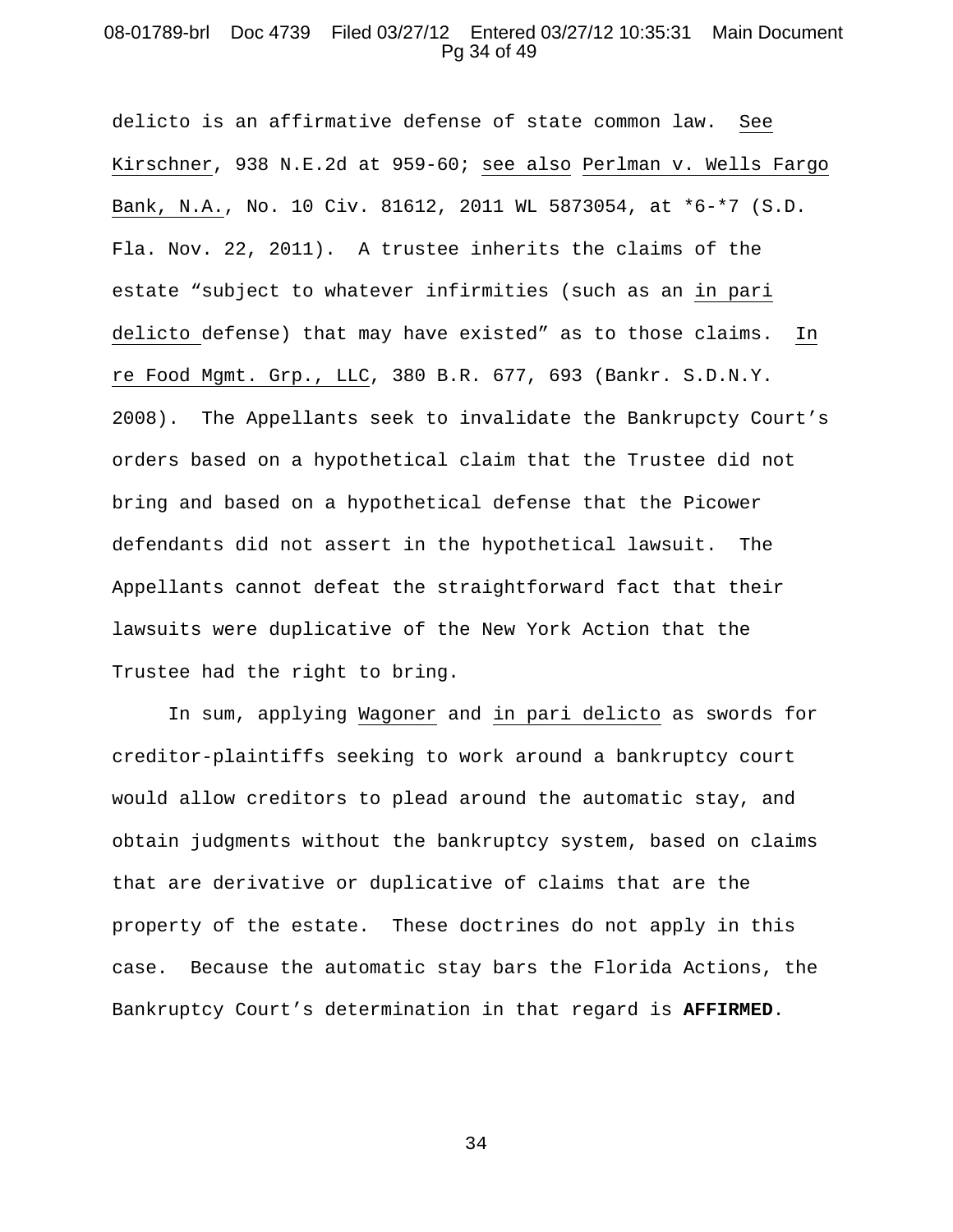delicto is an affirmative defense of state common law. See Kirschner, 938 N.E.2d at 959-60; see also Perlman v. Wells Fargo Bank, N.A., No. 10 Civ. 81612, 2011 WL 5873054, at *6-*7 (S.D. Fla. Nov. 22, 2011). A trustee inherits the claims of the estate "subject to whatever infirmities (such as an in pari delicto defense) that may have existed" as to those claims. In re Food Mgmt. Grp., LLC, 380 B.R. 677, 693 (Bankr. S.D.N.Y. 2008). The Appellants seek to invalidate the Bankrupcty Court's orders based on a hypothetical claim that the Trustee did not bring and based on a hypothetical defense that the Picower defendants did not assert in the hypothetical lawsuit. The Appellants cannot defeat the straightforward fact that their lawsuits were duplicative of the New York Action that the Trustee had the right to bring.

In sum, applying Wagoner and in pari delicto as swords for creditor-plaintiffs seeking to work around a bankruptcy court would allow creditors to plead around the automatic stay, and obtain judgments without the bankruptcy system, based on claims that are derivative or duplicative of claims that are the property of the estate. These doctrines do not apply in this case. Because the automatic stay bars the Florida Actions, the Bankruptcy Court's determination in that regard is **AFFIRMED**.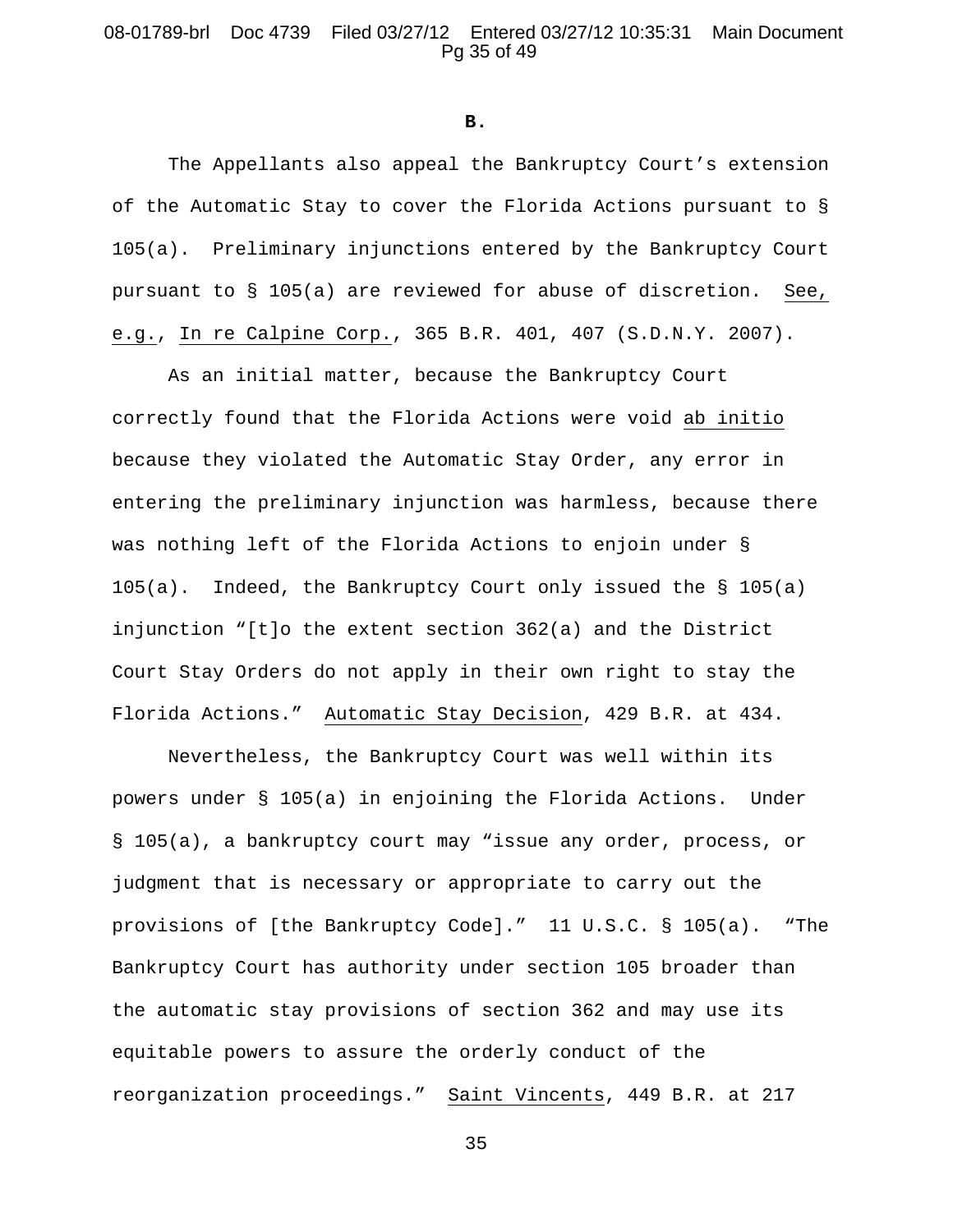**B.**

The Appellants also appeal the Bankruptcy Court's extension of the Automatic Stay to cover the Florida Actions pursuant to § 105(a). Preliminary injunctions entered by the Bankruptcy Court pursuant to § 105(a) are reviewed for abuse of discretion. See, e.g., In re Calpine Corp., 365 B.R. 401, 407 (S.D.N.Y. 2007).

As an initial matter, because the Bankruptcy Court correctly found that the Florida Actions were void ab initio because they violated the Automatic Stay Order, any error in entering the preliminary injunction was harmless, because there was nothing left of the Florida Actions to enjoin under § 105(a). Indeed, the Bankruptcy Court only issued the § 105(a) injunction "[t]o the extent section 362(a) and the District Court Stay Orders do not apply in their own right to stay the Florida Actions." Automatic Stay Decision, 429 B.R. at 434.

Nevertheless, the Bankruptcy Court was well within its powers under § 105(a) in enjoining the Florida Actions. Under § 105(a), a bankruptcy court may "issue any order, process, or judgment that is necessary or appropriate to carry out the provisions of [the Bankruptcy Code]." 11 U.S.C. § 105(a). "The Bankruptcy Court has authority under section 105 broader than the automatic stay provisions of section 362 and may use its equitable powers to assure the orderly conduct of the reorganization proceedings." Saint Vincents, 449 B.R. at 217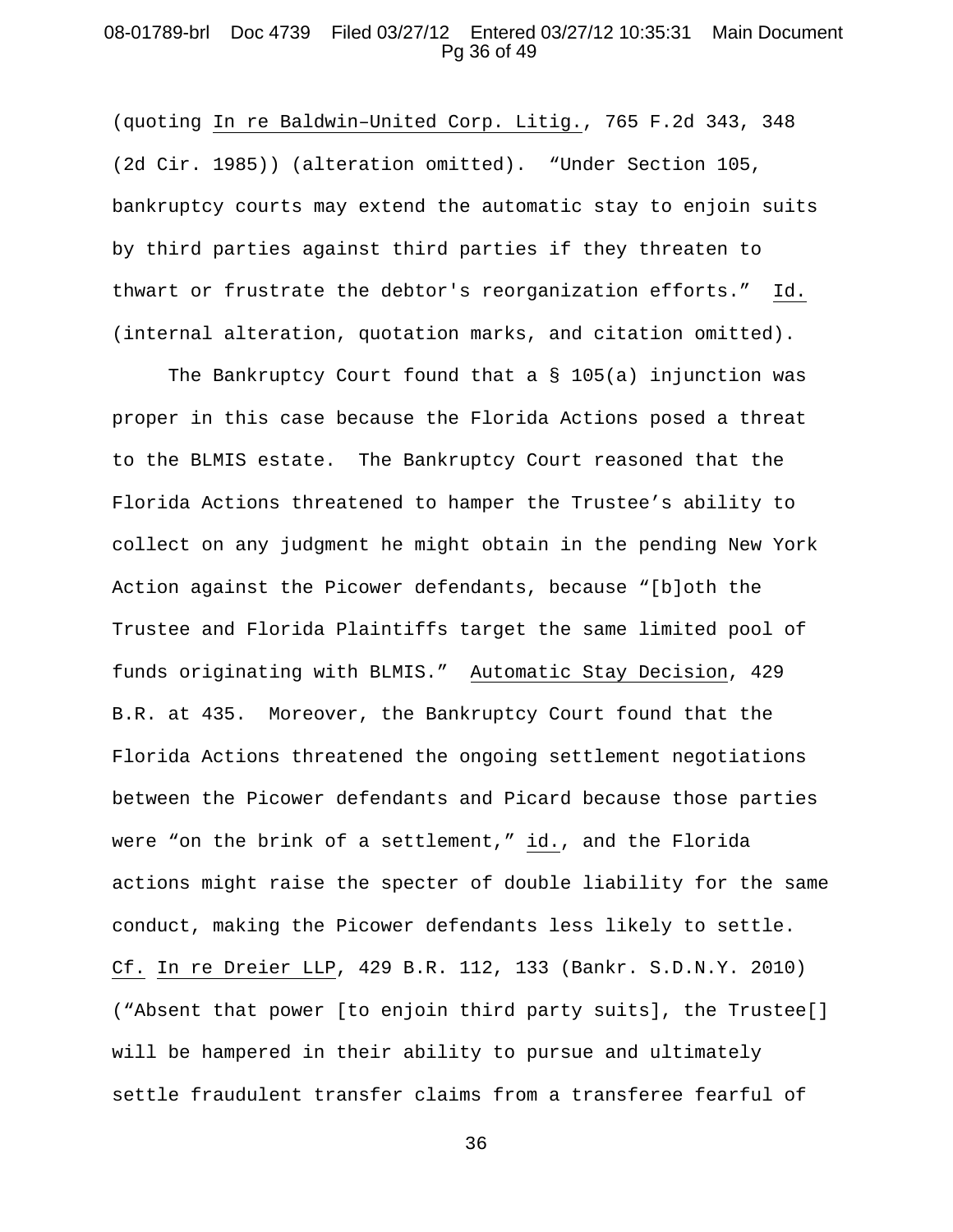(quoting In re Baldwin–United Corp. Litig., 765 F.2d 343, 348 (2d Cir. 1985)) (alteration omitted). "Under Section 105, bankruptcy courts may extend the automatic stay to enjoin suits by third parties against third parties if they threaten to thwart or frustrate the debtor's reorganization efforts." Id. (internal alteration, quotation marks, and citation omitted).

The Bankruptcy Court found that a § 105(a) injunction was proper in this case because the Florida Actions posed a threat to the BLMIS estate. The Bankruptcy Court reasoned that the Florida Actions threatened to hamper the Trustee's ability to collect on any judgment he might obtain in the pending New York Action against the Picower defendants, because "[b]oth the Trustee and Florida Plaintiffs target the same limited pool of funds originating with BLMIS." Automatic Stay Decision, 429 B.R. at 435. Moreover, the Bankruptcy Court found that the Florida Actions threatened the ongoing settlement negotiations between the Picower defendants and Picard because those parties were "on the brink of a settlement," id., and the Florida actions might raise the specter of double liability for the same conduct, making the Picower defendants less likely to settle. Cf. In re Dreier LLP, 429 B.R. 112, 133 (Bankr. S.D.N.Y. 2010) ("Absent that power [to enjoin third party suits], the Trustee[] will be hampered in their ability to pursue and ultimately settle fraudulent transfer claims from a transferee fearful of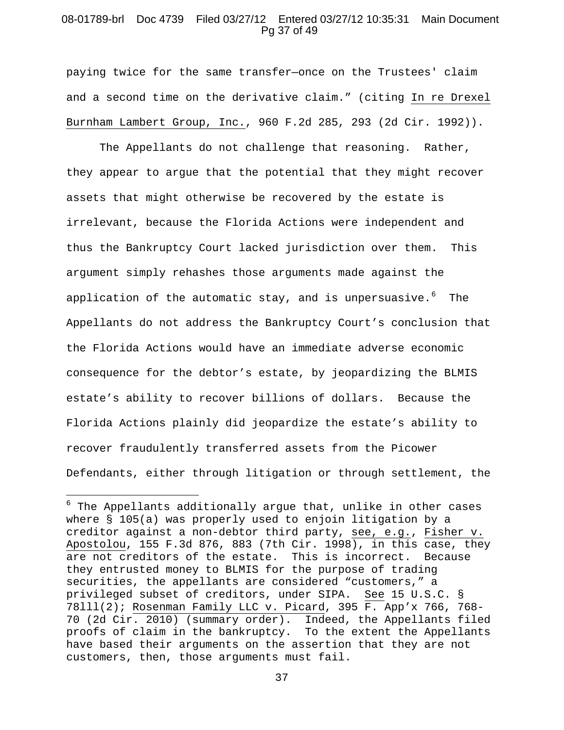paying twice for the same transfer—once on the Trustees' claim and a second time on the derivative claim." (citing In re Drexel Burnham Lambert Group, Inc., 960 F.2d 285, 293 (2d Cir. 1992)).

The Appellants do not challenge that reasoning. Rather, they appear to argue that the potential that they might recover assets that might otherwise be recovered by the estate is irrelevant, because the Florida Actions were independent and thus the Bankruptcy Court lacked jurisdiction over them. This argument simply rehashes those arguments made against the application of the automatic stay, and is unpersuasive.[6] The Appellants do not address the Bankruptcy Court's conclusion that the Florida Actions would have an immediate adverse economic consequence for the debtor's estate, by jeopardizing the BLMIS estate's ability to recover billions of dollars. Because the Florida Actions plainly did jeopardize the estate's ability to recover fraudulently transferred assets from the Picower Defendants, either through litigation or through settlement, the

---

[6] The Appellants additionally argue that, unlike in other cases where § 105(a) was properly used to enjoin litigation by a creditor against a non-debtor third party, see, e.g., Fisher v. Apostolou, 155 F.3d 876, 883 (7th Cir. 1998), in this case, they are not creditors of the estate. This is incorrect. Because they entrusted money to BLMIS for the purpose of trading securities, the appellants are considered "customers," a privileged subset of creditors, under SIPA. See 15 U.S.C. § 78lll(2); Rosenman Family LLC v. Picard, 395 F. App'x 766, 768-70 (2d Cir. 2010) (summary order). Indeed, the Appellants filed proofs of claim in the bankruptcy. To the extent the Appellants have based their arguments on the assertion that they are not customers, then, those arguments must fail.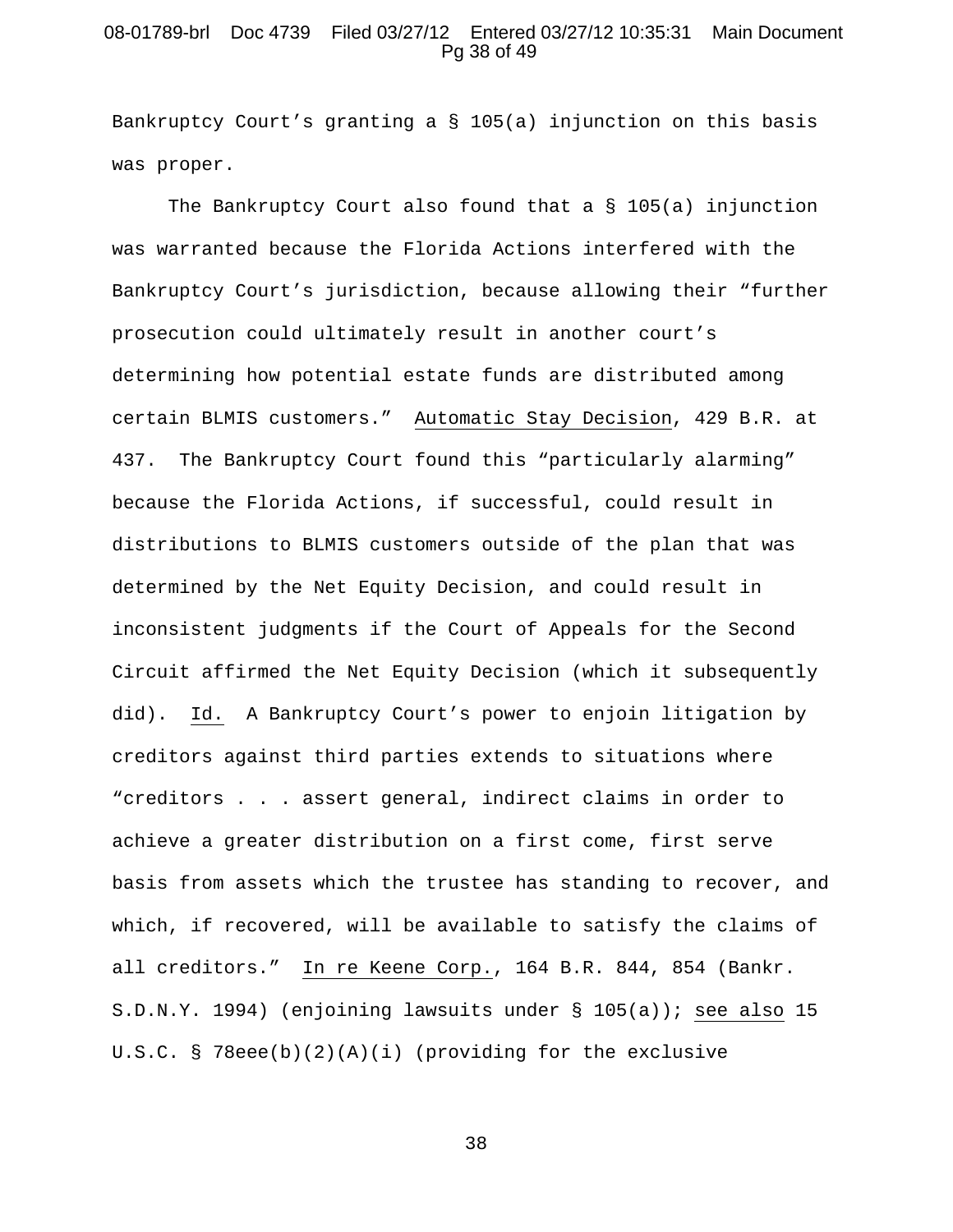Bankruptcy Court's granting a § 105(a) injunction on this basis was proper.

The Bankruptcy Court also found that a § 105(a) injunction was warranted because the Florida Actions interfered with the Bankruptcy Court's jurisdiction, because allowing their "further prosecution could ultimately result in another court's determining how potential estate funds are distributed among certain BLMIS customers." Automatic Stay Decision, 429 B.R. at 437. The Bankruptcy Court found this "particularly alarming" because the Florida Actions, if successful, could result in distributions to BLMIS customers outside of the plan that was determined by the Net Equity Decision, and could result in inconsistent judgments if the Court of Appeals for the Second Circuit affirmed the Net Equity Decision (which it subsequently did). Id. A Bankruptcy Court's power to enjoin litigation by creditors against third parties extends to situations where "creditors . . . assert general, indirect claims in order to achieve a greater distribution on a first come, first serve basis from assets which the trustee has standing to recover, and which, if recovered, will be available to satisfy the claims of all creditors." In re Keene Corp., 164 B.R. 844, 854 (Bankr. S.D.N.Y. 1994) (enjoining lawsuits under § 105(a)); see also 15 U.S.C. § 78eee(b)(2)(A)(i) (providing for the exclusive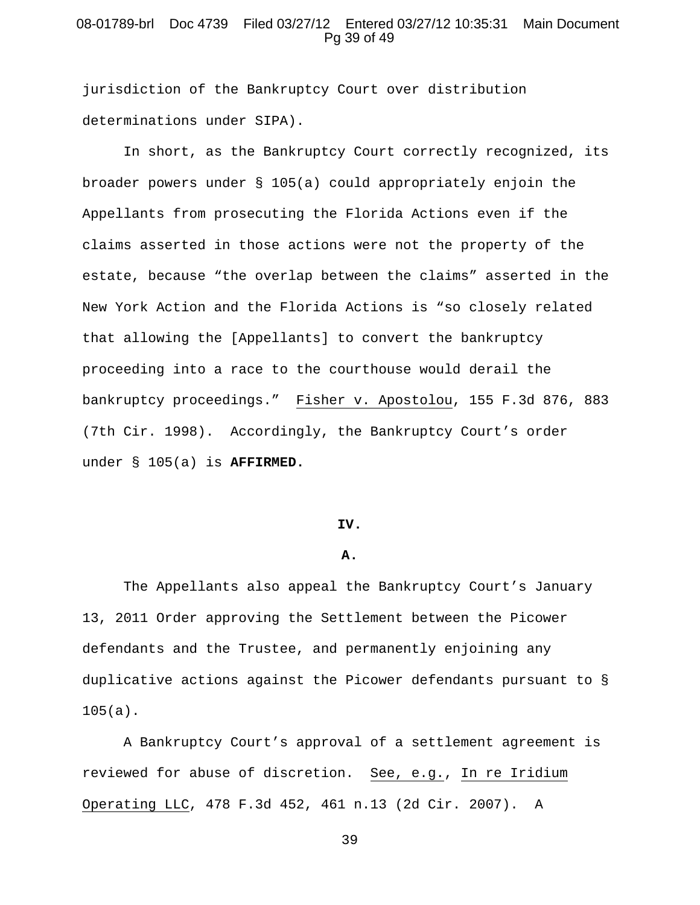jurisdiction of the Bankruptcy Court over distribution determinations under SIPA).

In short, as the Bankruptcy Court correctly recognized, its broader powers under § 105(a) could appropriately enjoin the Appellants from prosecuting the Florida Actions even if the claims asserted in those actions were not the property of the estate, because "the overlap between the claims" asserted in the New York Action and the Florida Actions is "so closely related that allowing the [Appellants] to convert the bankruptcy proceeding into a race to the courthouse would derail the bankruptcy proceedings." Fisher v. Apostolou, 155 F.3d 876, 883 (7th Cir. 1998). Accordingly, the Bankruptcy Court's order under § 105(a) is **AFFIRMED.**

**IV.**

**A.**

The Appellants also appeal the Bankruptcy Court's January 13, 2011 Order approving the Settlement between the Picower defendants and the Trustee, and permanently enjoining any duplicative actions against the Picower defendants pursuant to § 105(a).

A Bankruptcy Court's approval of a settlement agreement is reviewed for abuse of discretion. See, e.g., In re Iridium Operating LLC, 478 F.3d 452, 461 n.13 (2d Cir. 2007). A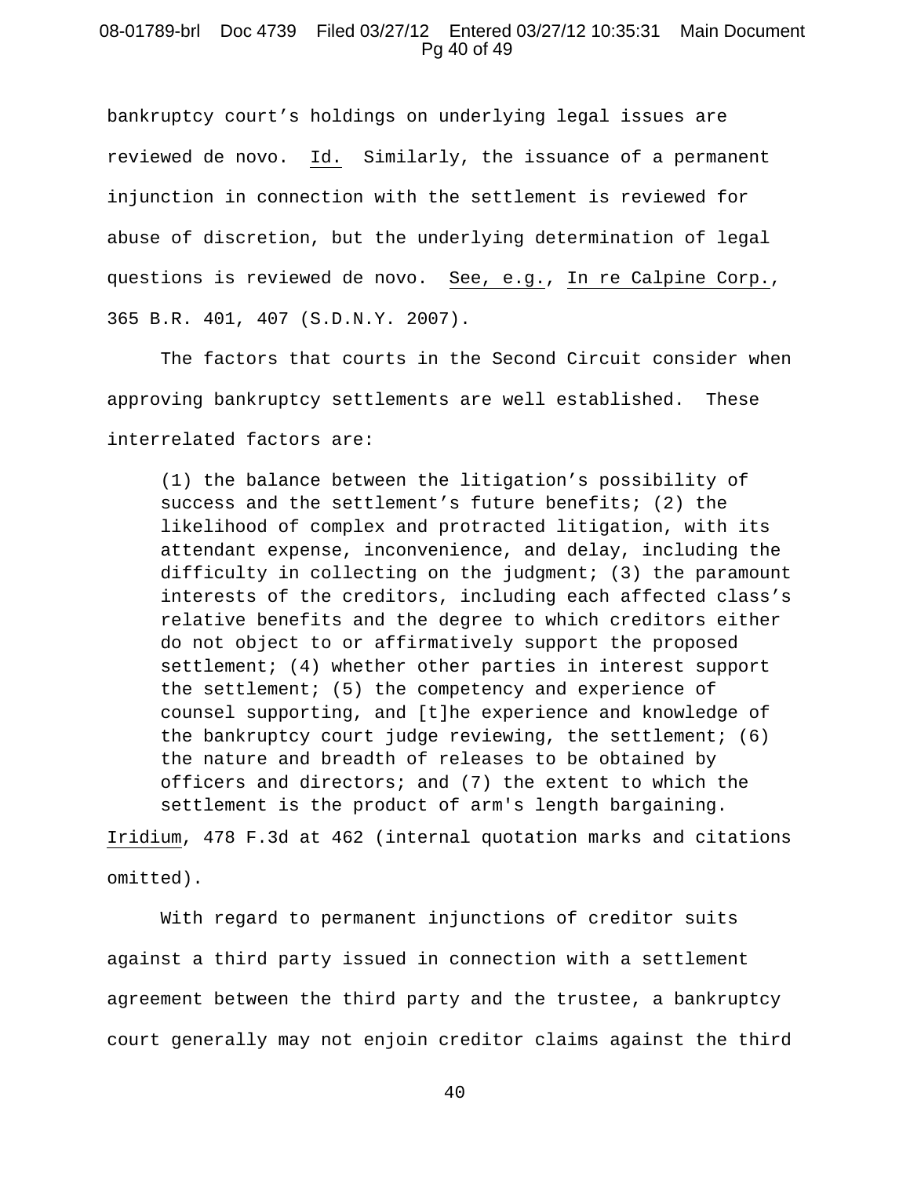bankruptcy court's holdings on underlying legal issues are reviewed de novo. Id. Similarly, the issuance of a permanent injunction in connection with the settlement is reviewed for abuse of discretion, but the underlying determination of legal questions is reviewed de novo. See, e.g., In re Calpine Corp., 365 B.R. 401, 407 (S.D.N.Y. 2007).

The factors that courts in the Second Circuit consider when approving bankruptcy settlements are well established. These interrelated factors are:

> (1) the balance between the litigation's possibility of success and the settlement's future benefits; (2) the likelihood of complex and protracted litigation, with its attendant expense, inconvenience, and delay, including the difficulty in collecting on the judgment; (3) the paramount interests of the creditors, including each affected class's relative benefits and the degree to which creditors either do not object to or affirmatively support the proposed settlement; (4) whether other parties in interest support the settlement; (5) the competency and experience of counsel supporting, and [t]he experience and knowledge of the bankruptcy court judge reviewing, the settlement; (6) the nature and breadth of releases to be obtained by officers and directors; and (7) the extent to which the settlement is the product of arm's length bargaining.

Iridium, 478 F.3d at 462 (internal quotation marks and citations omitted).

With regard to permanent injunctions of creditor suits against a third party issued in connection with a settlement agreement between the third party and the trustee, a bankruptcy court generally may not enjoin creditor claims against the third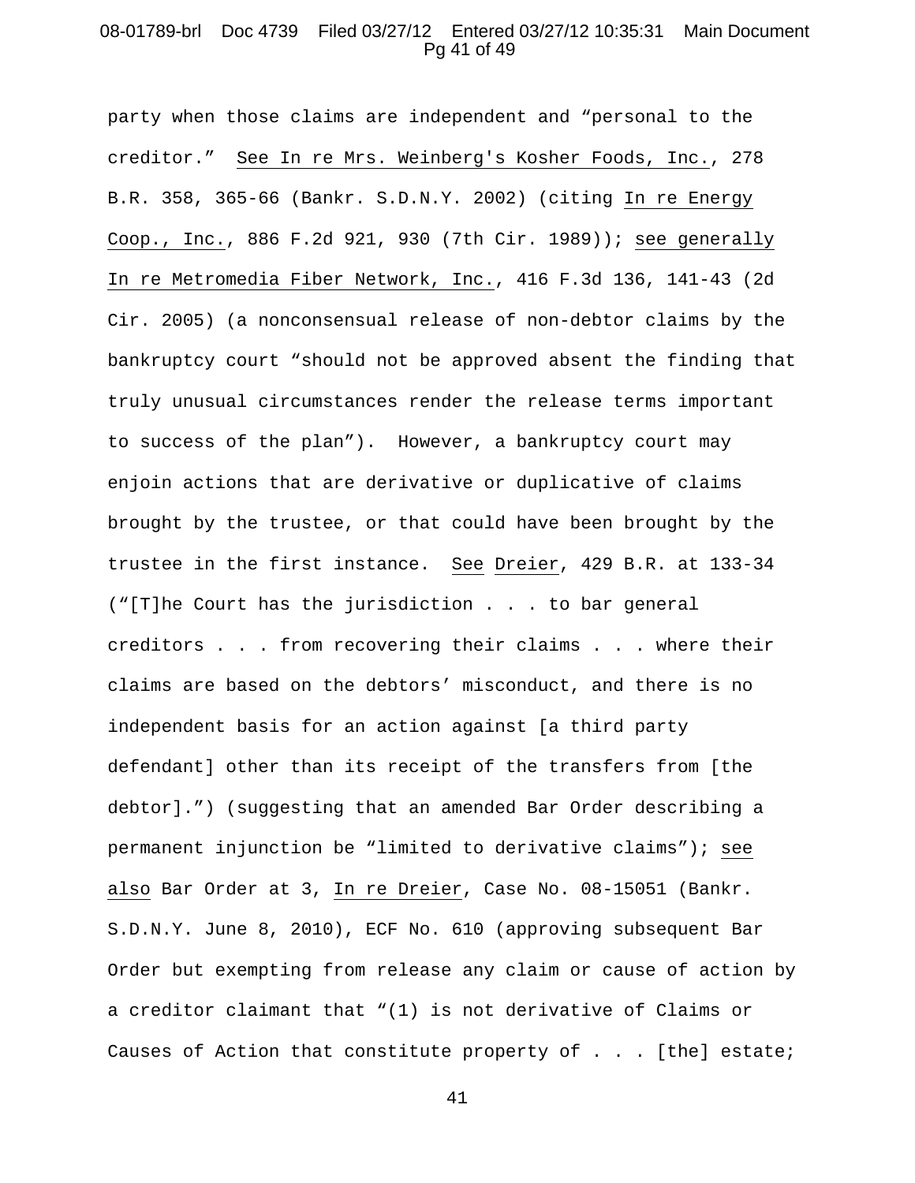party when those claims are independent and "personal to the creditor." See In re Mrs. Weinberg's Kosher Foods, Inc., 278 B.R. 358, 365-66 (Bankr. S.D.N.Y. 2002) (citing In re Energy Coop., Inc., 886 F.2d 921, 930 (7th Cir. 1989)); see generally In re Metromedia Fiber Network, Inc., 416 F.3d 136, 141-43 (2d Cir. 2005) (a nonconsensual release of non-debtor claims by the bankruptcy court "should not be approved absent the finding that truly unusual circumstances render the release terms important to success of the plan"). However, a bankruptcy court may enjoin actions that are derivative or duplicative of claims brought by the trustee, or that could have been brought by the trustee in the first instance. See Dreier, 429 B.R. at 133-34 ("[T]he Court has the jurisdiction . . . to bar general creditors . . . from recovering their claims . . . where their claims are based on the debtors' misconduct, and there is no independent basis for an action against [a third party defendant] other than its receipt of the transfers from [the debtor].") (suggesting that an amended Bar Order describing a permanent injunction be "limited to derivative claims"); see also Bar Order at 3, In re Dreier, Case No. 08-15051 (Bankr. S.D.N.Y. June 8, 2010), ECF No. 610 (approving subsequent Bar Order but exempting from release any claim or cause of action by a creditor claimant that "(1) is not derivative of Claims or Causes of Action that constitute property of . . . [the] estate;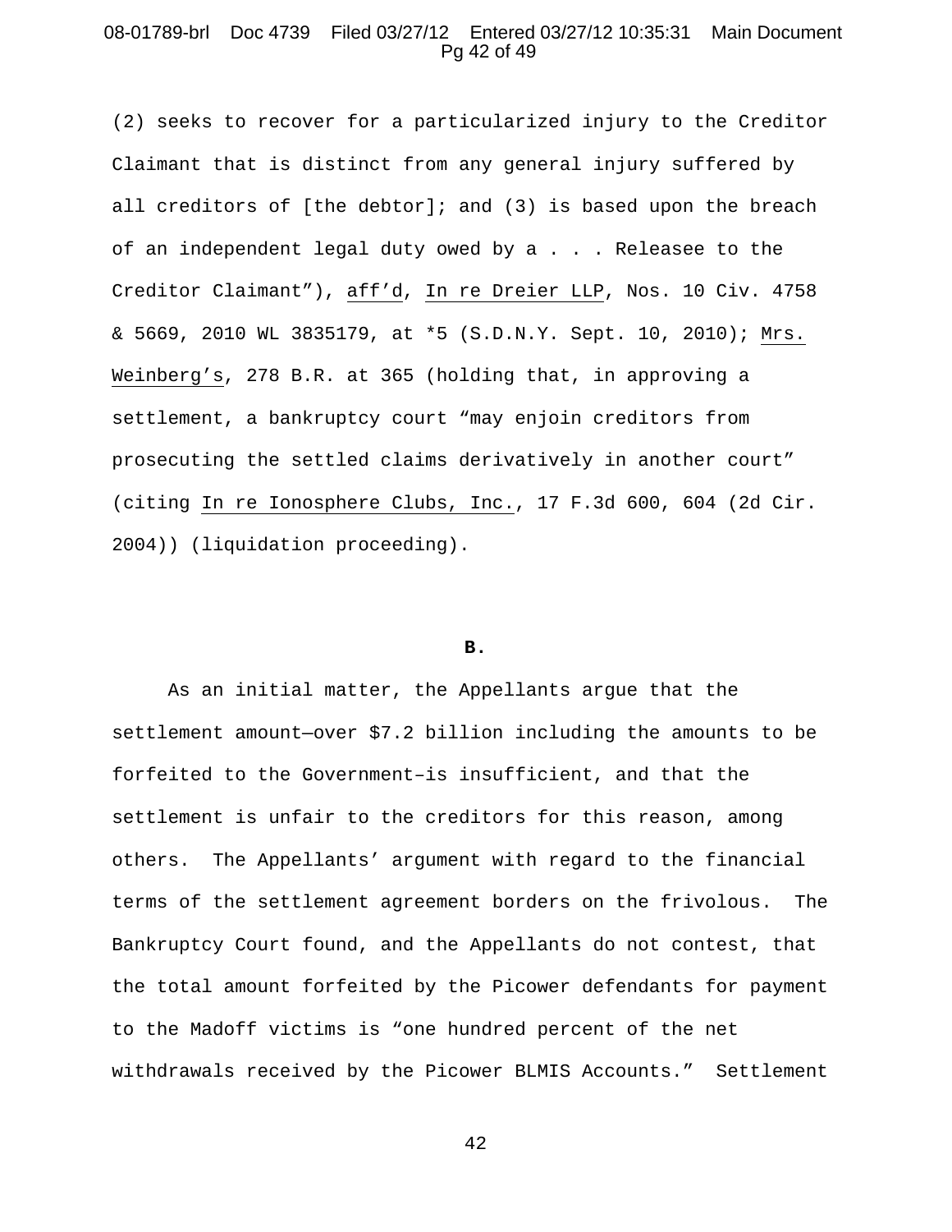(2) seeks to recover for a particularized injury to the Creditor Claimant that is distinct from any general injury suffered by all creditors of [the debtor]; and (3) is based upon the breach of an independent legal duty owed by a . . . Releasee to the Creditor Claimant"), aff'd, In re Dreier LLP, Nos. 10 Civ. 4758 & 5669, 2010 WL 3835179, at *5 (S.D.N.Y. Sept. 10, 2010); Mrs. Weinberg's, 278 B.R. at 365 (holding that, in approving a settlement, a bankruptcy court "may enjoin creditors from prosecuting the settled claims derivatively in another court" (citing In re Ionosphere Clubs, Inc., 17 F.3d 600, 604 (2d Cir. 2004)) (liquidation proceeding).

**B.**

As an initial matter, the Appellants argue that the settlement amount—over $7.2 billion including the amounts to be forfeited to the Government–is insufficient, and that the settlement is unfair to the creditors for this reason, among others. The Appellants' argument with regard to the financial terms of the settlement agreement borders on the frivolous. The Bankruptcy Court found, and the Appellants do not contest, that the total amount forfeited by the Picower defendants for payment to the Madoff victims is "one hundred percent of the net withdrawals received by the Picower BLMIS Accounts." Settlement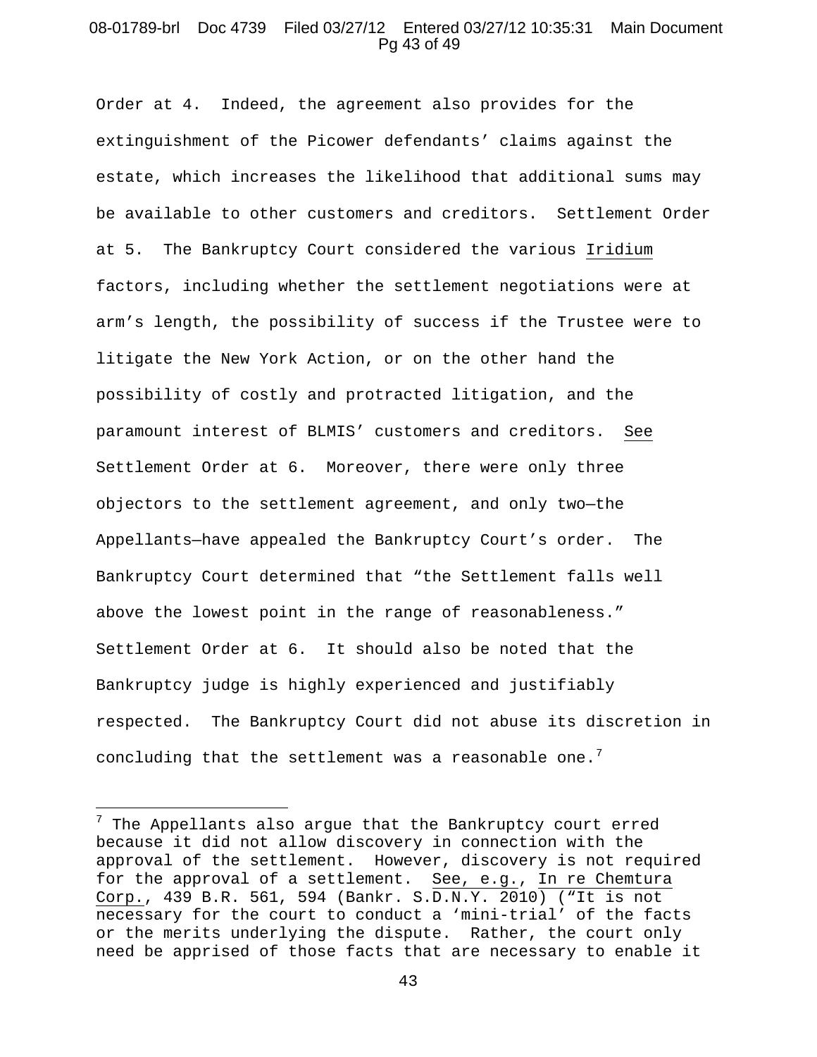Order at 4. Indeed, the agreement also provides for the extinguishment of the Picower defendants' claims against the estate, which increases the likelihood that additional sums may be available to other customers and creditors. Settlement Order at 5. The Bankruptcy Court considered the various Iridium factors, including whether the settlement negotiations were at arm's length, the possibility of success if the Trustee were to litigate the New York Action, or on the other hand the possibility of costly and protracted litigation, and the paramount interest of BLMIS' customers and creditors. See Settlement Order at 6. Moreover, there were only three objectors to the settlement agreement, and only two—the Appellants—have appealed the Bankruptcy Court's order. The Bankruptcy Court determined that "the Settlement falls well above the lowest point in the range of reasonableness." Settlement Order at 6. It should also be noted that the Bankruptcy judge is highly experienced and justifiably respected. The Bankruptcy Court did not abuse its discretion in concluding that the settlement was a reasonable one.[7]

---

[7] The Appellants also argue that the Bankruptcy court erred because it did not allow discovery in connection with the approval of the settlement. However, discovery is not required for the approval of a settlement. See, e.g., In re Chemtura Corp., 439 B.R. 561, 594 (Bankr. S.D.N.Y. 2010) ("It is not necessary for the court to conduct a 'mini-trial' of the facts or the merits underlying the dispute. Rather, the court only need be apprised of those facts that are necessary to enable it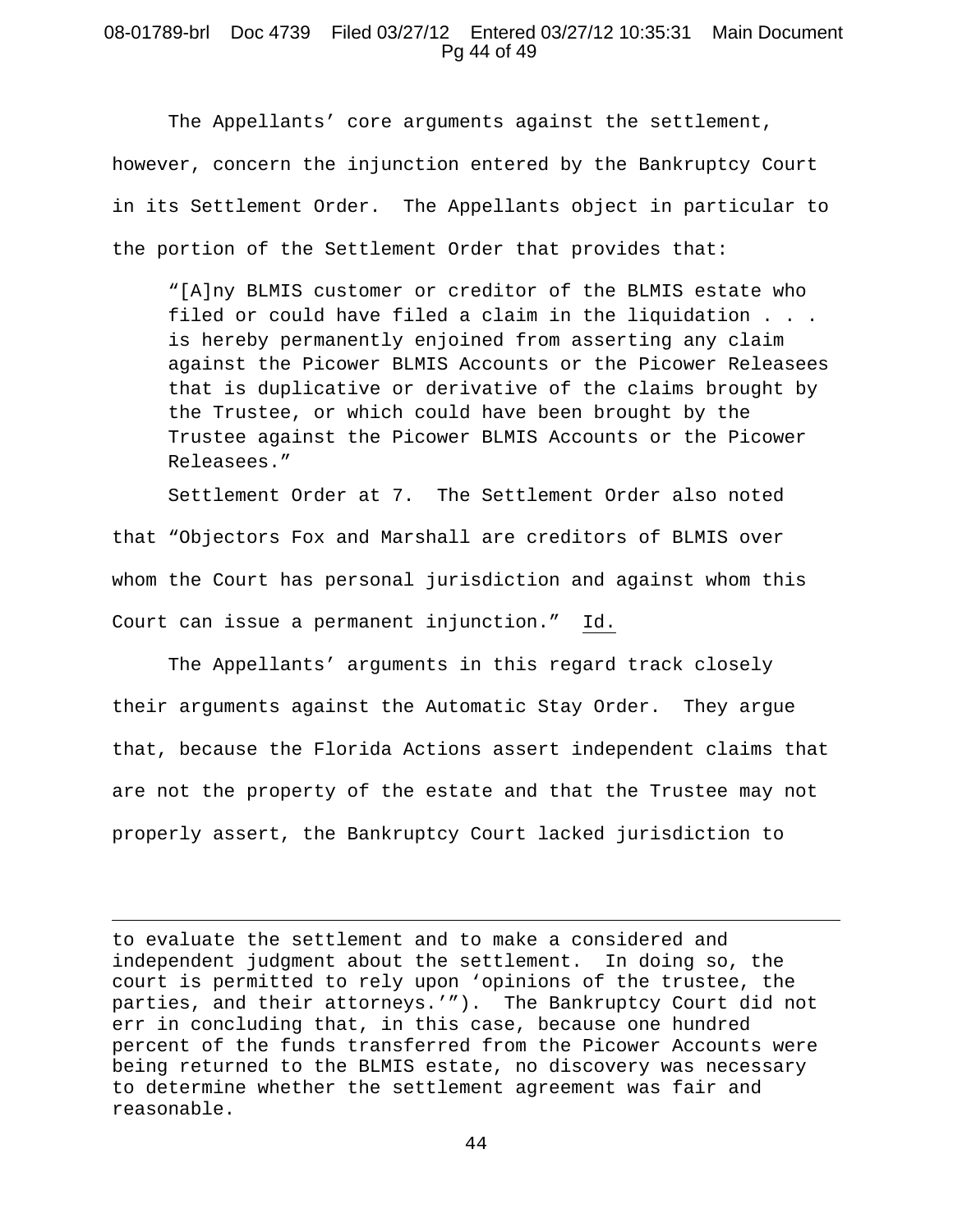The Appellants' core arguments against the settlement, however, concern the injunction entered by the Bankruptcy Court in its Settlement Order. The Appellants object in particular to the portion of the Settlement Order that provides that:

> "[A]ny BLMIS customer or creditor of the BLMIS estate who filed or could have filed a claim in the liquidation . . . is hereby permanently enjoined from asserting any claim against the Picower BLMIS Accounts or the Picower Releasees that is duplicative or derivative of the claims brought by the Trustee, or which could have been brought by the Trustee against the Picower BLMIS Accounts or the Picower Releasees."

Settlement Order at 7. The Settlement Order also noted that "Objectors Fox and Marshall are creditors of BLMIS over whom the Court has personal jurisdiction and against whom this Court can issue a permanent injunction." Id.

The Appellants' arguments in this regard track closely their arguments against the Automatic Stay Order. They argue that, because the Florida Actions assert independent claims that are not the property of the estate and that the Trustee may not properly assert, the Bankruptcy Court lacked jurisdiction to

---

to evaluate the settlement and to make a considered and independent judgment about the settlement. In doing so, the court is permitted to rely upon 'opinions of the trustee, the parties, and their attorneys.'"). The Bankruptcy Court did not err in concluding that, in this case, because one hundred percent of the funds transferred from the Picower Accounts were being returned to the BLMIS estate, no discovery was necessary to determine whether the settlement agreement was fair and reasonable.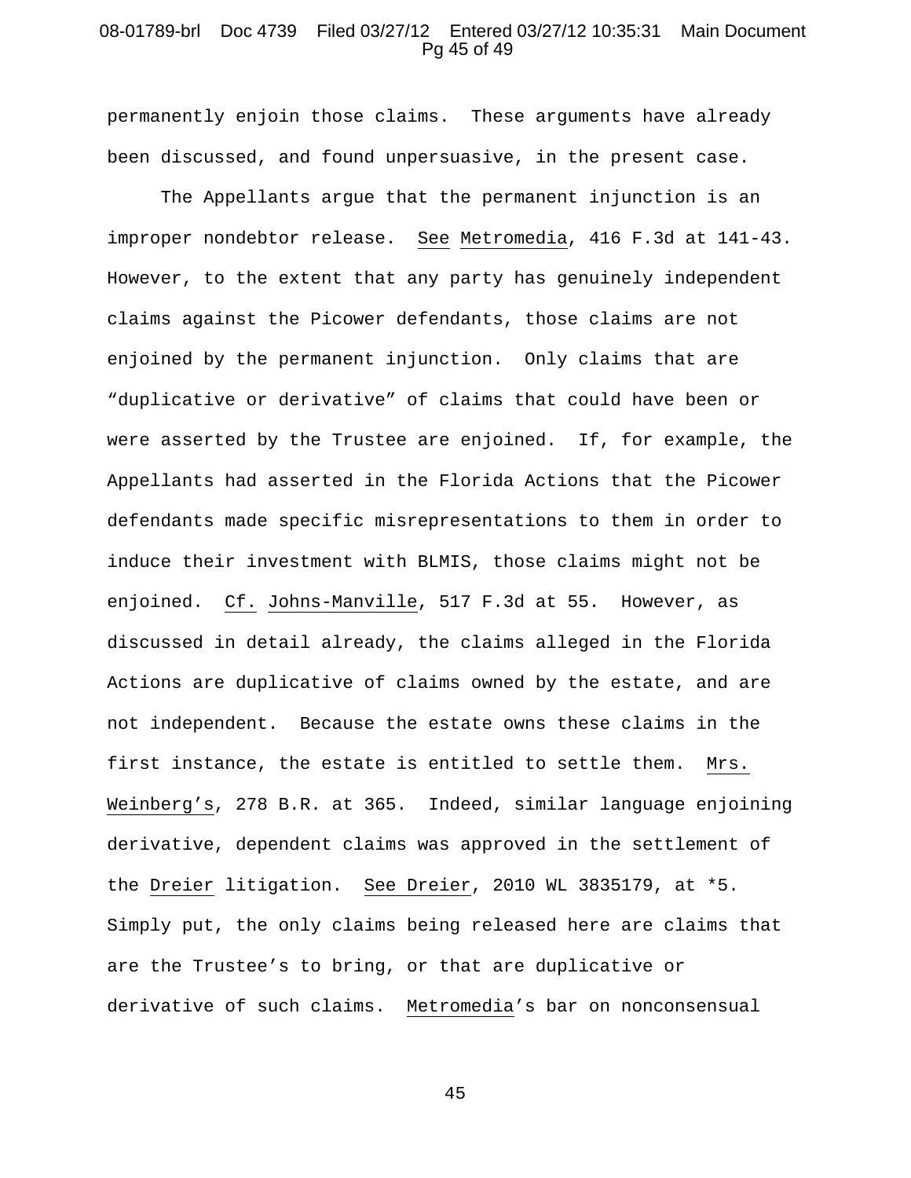permanently enjoin those claims. These arguments have already been discussed, and found unpersuasive, in the present case.

The Appellants argue that the permanent injunction is an improper nondebtor release. See Metromedia, 416 F.3d at 141-43. However, to the extent that any party has genuinely independent claims against the Picower defendants, those claims are not enjoined by the permanent injunction. Only claims that are "duplicative or derivative" of claims that could have been or were asserted by the Trustee are enjoined. If, for example, the Appellants had asserted in the Florida Actions that the Picower defendants made specific misrepresentations to them in order to induce their investment with BLMIS, those claims might not be enjoined. Cf. Johns-Manville, 517 F.3d at 55. However, as discussed in detail already, the claims alleged in the Florida Actions are duplicative of claims owned by the estate, and are not independent. Because the estate owns these claims in the first instance, the estate is entitled to settle them. Mrs. Weinberg's, 278 B.R. at 365. Indeed, similar language enjoining derivative, dependent claims was approved in the settlement of the Dreier litigation. See Dreier, 2010 WL 3835179, at *5. Simply put, the only claims being released here are claims that are the Trustee's to bring, or that are duplicative or derivative of such claims. Metromedia's bar on nonconsensual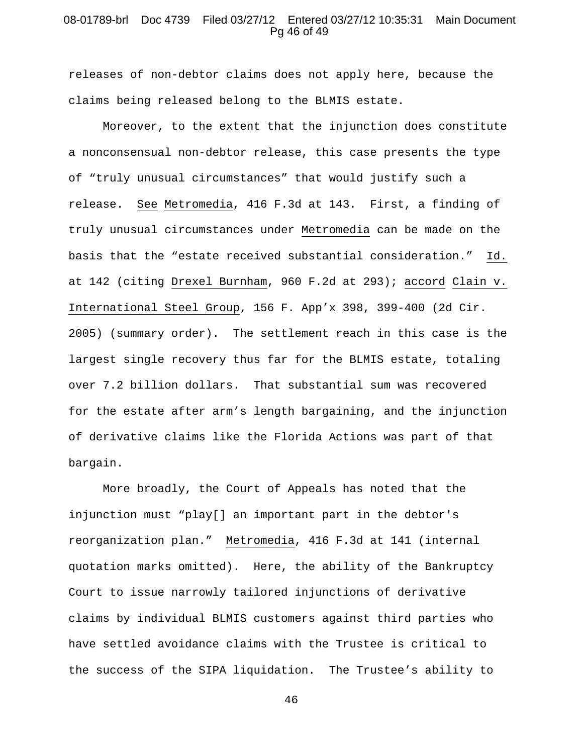releases of non-debtor claims does not apply here, because the claims being released belong to the BLMIS estate.

Moreover, to the extent that the injunction does constitute a nonconsensual non-debtor release, this case presents the type of "truly unusual circumstances" that would justify such a release. See Metromedia, 416 F.3d at 143. First, a finding of truly unusual circumstances under Metromedia can be made on the basis that the "estate received substantial consideration." Id. at 142 (citing Drexel Burnham, 960 F.2d at 293); accord Clain v. International Steel Group, 156 F. App'x 398, 399-400 (2d Cir. 2005) (summary order). The settlement reach in this case is the largest single recovery thus far for the BLMIS estate, totaling over 7.2 billion dollars. That substantial sum was recovered for the estate after arm's length bargaining, and the injunction of derivative claims like the Florida Actions was part of that bargain.

More broadly, the Court of Appeals has noted that the injunction must "play[] an important part in the debtor's reorganization plan." Metromedia, 416 F.3d at 141 (internal quotation marks omitted). Here, the ability of the Bankruptcy Court to issue narrowly tailored injunctions of derivative claims by individual BLMIS customers against third parties who have settled avoidance claims with the Trustee is critical to the success of the SIPA liquidation. The Trustee's ability to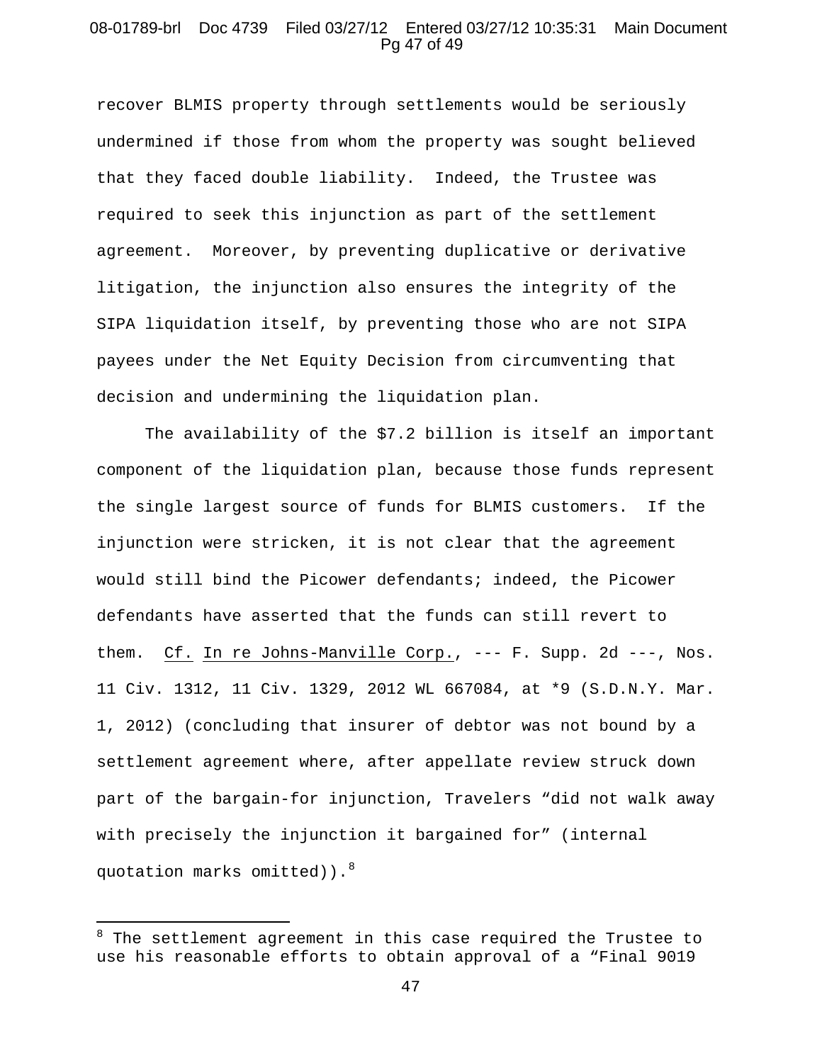recover BLMIS property through settlements would be seriously undermined if those from whom the property was sought believed that they faced double liability. Indeed, the Trustee was required to seek this injunction as part of the settlement agreement. Moreover, by preventing duplicative or derivative litigation, the injunction also ensures the integrity of the SIPA liquidation itself, by preventing those who are not SIPA payees under the Net Equity Decision from circumventing that decision and undermining the liquidation plan.

The availability of the $7.2 billion is itself an important component of the liquidation plan, because those funds represent the single largest source of funds for BLMIS customers. If the injunction were stricken, it is not clear that the agreement would still bind the Picower defendants; indeed, the Picower defendants have asserted that the funds can still revert to them. Cf. In re Johns-Manville Corp., --- F. Supp. 2d ---, Nos. 11 Civ. 1312, 11 Civ. 1329, 2012 WL 667084, at *9 (S.D.N.Y. Mar. 1, 2012) (concluding that insurer of debtor was not bound by a settlement agreement where, after appellate review struck down part of the bargain-for injunction, Travelers "did not walk away with precisely the injunction it bargained for" (internal quotation marks omitted)).[8]

---

[8] The settlement agreement in this case required the Trustee to use his reasonable efforts to obtain approval of a "Final 9019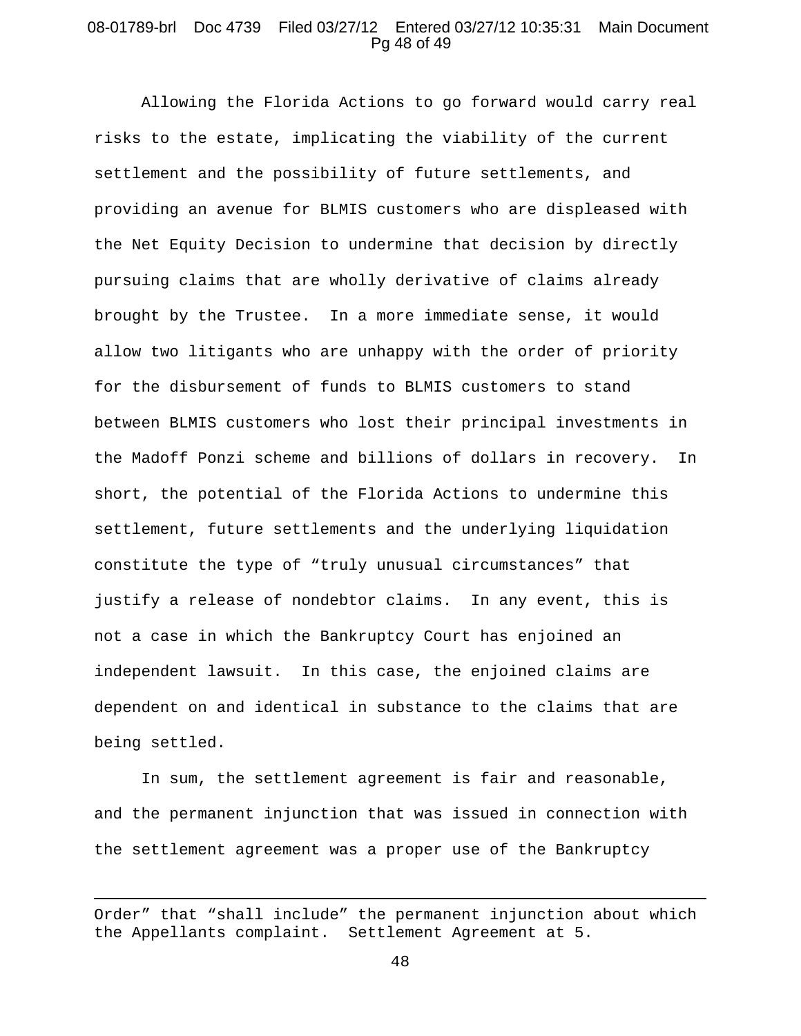Allowing the Florida Actions to go forward would carry real risks to the estate, implicating the viability of the current settlement and the possibility of future settlements, and providing an avenue for BLMIS customers who are displeased with the Net Equity Decision to undermine that decision by directly pursuing claims that are wholly derivative of claims already brought by the Trustee. In a more immediate sense, it would allow two litigants who are unhappy with the order of priority for the disbursement of funds to BLMIS customers to stand between BLMIS customers who lost their principal investments in the Madoff Ponzi scheme and billions of dollars in recovery. In short, the potential of the Florida Actions to undermine this settlement, future settlements and the underlying liquidation constitute the type of "truly unusual circumstances" that justify a release of nondebtor claims. In any event, this is not a case in which the Bankruptcy Court has enjoined an independent lawsuit. In this case, the enjoined claims are dependent on and identical in substance to the claims that are being settled.

In sum, the settlement agreement is fair and reasonable, and the permanent injunction that was issued in connection with the settlement agreement was a proper use of the Bankruptcy

---

Order" that "shall include" the permanent injunction about which the Appellants complaint. Settlement Agreement at 5.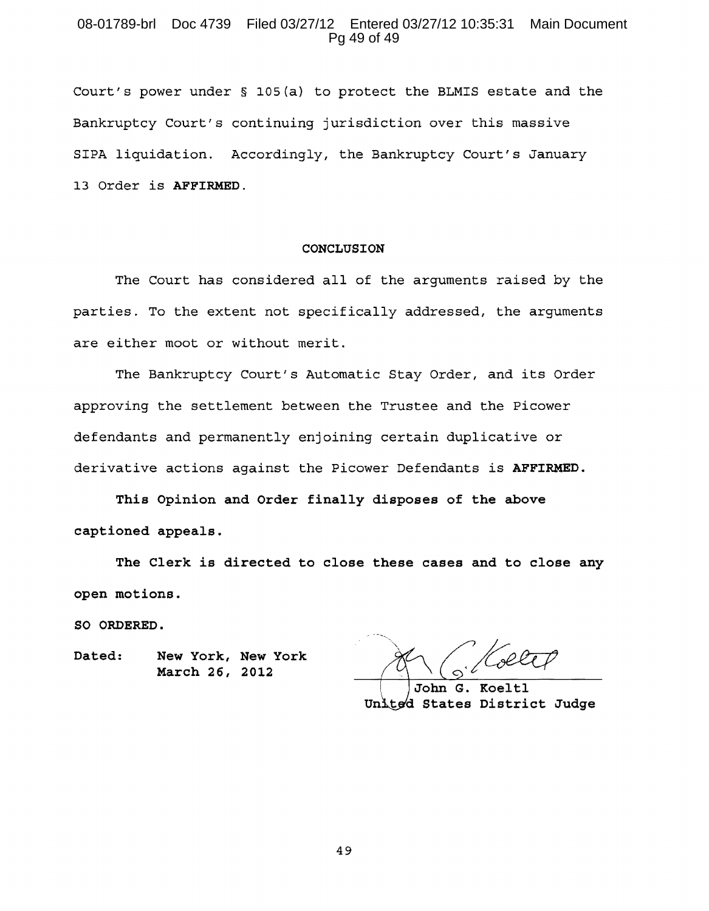Court's power under § 105(a) to protect the BLMIS estate and the Bankruptcy Court's continuing jurisdiction over this massive SIPA liquidation. Accordingly, the Bankruptcy Court's January 13 Order is **AFFIRMED**.

## CONCLUSION

The Court has considered all of the arguments raised by the parties. To the extent not specifically addressed, the arguments are either moot or without merit.

The Bankruptcy Court's Automatic Stay Order, and its Order approving the settlement between the Trustee and the Picower defendants and permanently enjoining certain duplicative or derivative actions against the Picower Defendants is **AFFIRMED**.

**This Opinion and Order finally disposes of the above captioned appeals.**

**The Clerk is directed to close these cases and to close any open motions.**

**SO ORDERED.**

**Dated: New York, New York**
**March 26, 2012**

John G. Koeltl
**United States District Judge**